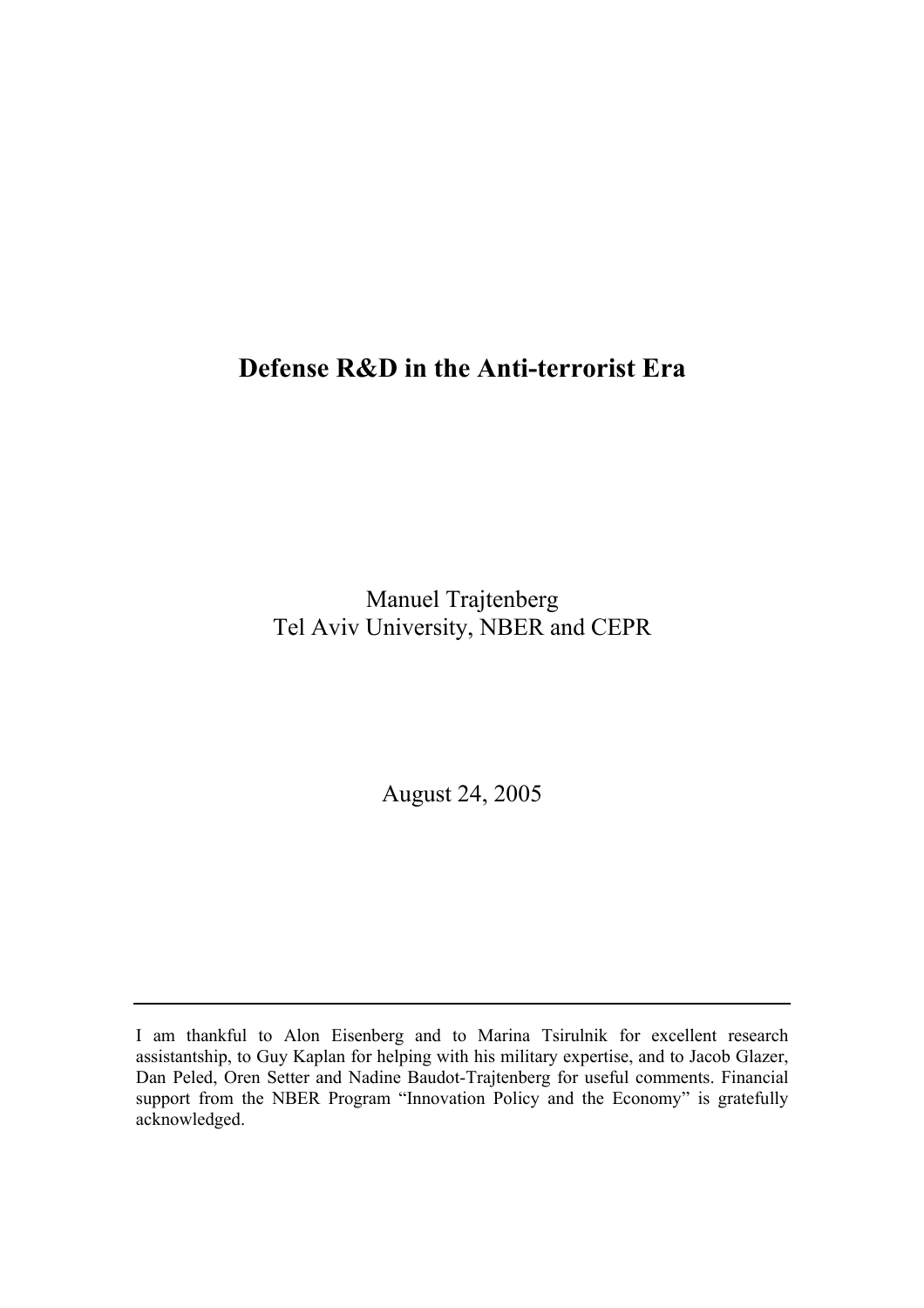# Defense R&D in the Anti-terrorist Era

Manuel Trajtenberg
Tel Aviv University, NBER and CEPR

August 24, 2005

---

I am thankful to Alon Eisenberg and to Marina Tsirulnik for excellent research assistantship, to Guy Kaplan for helping with his military expertise, and to Jacob Glazer, Dan Peled, Oren Setter and Nadine Baudot-Trajtenberg for useful comments. Financial support from the NBER Program "Innovation Policy and the Economy" is gratefully acknowledged.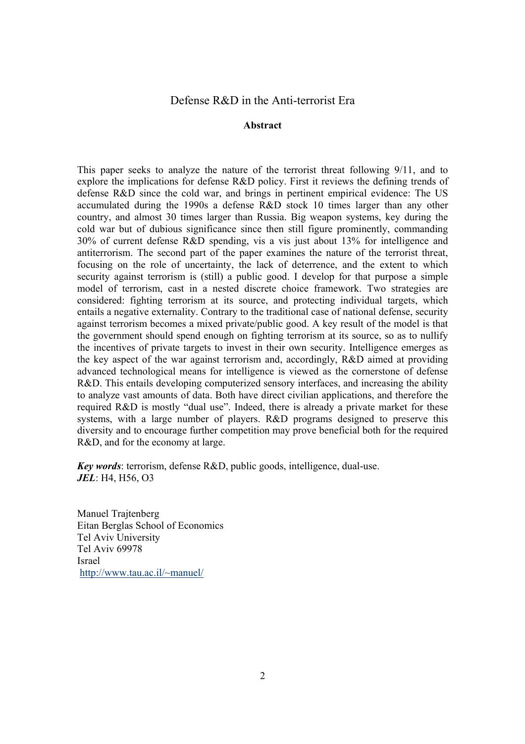# Defense R&D in the Anti-terrorist Era

## Abstract

This paper seeks to analyze the nature of the terrorist threat following 9/11, and to explore the implications for defense R&D policy. First it reviews the defining trends of defense R&D since the cold war, and brings in pertinent empirical evidence: The US accumulated during the 1990s a defense R&D stock 10 times larger than any other country, and almost 30 times larger than Russia. Big weapon systems, key during the cold war but of dubious significance since then still figure prominently, commanding 30% of current defense R&D spending, vis a vis just about 13% for intelligence and antiterrorism. The second part of the paper examines the nature of the terrorist threat, focusing on the role of uncertainty, the lack of deterrence, and the extent to which security against terrorism is (still) a public good. I develop for that purpose a simple model of terrorism, cast in a nested discrete choice framework. Two strategies are considered: fighting terrorism at its source, and protecting individual targets, which entails a negative externality. Contrary to the traditional case of national defense, security against terrorism becomes a mixed private/public good. A key result of the model is that the government should spend enough on fighting terrorism at its source, so as to nullify the incentives of private targets to invest in their own security. Intelligence emerges as the key aspect of the war against terrorism and, accordingly, R&D aimed at providing advanced technological means for intelligence is viewed as the cornerstone of defense R&D. This entails developing computerized sensory interfaces, and increasing the ability to analyze vast amounts of data. Both have direct civilian applications, and therefore the required R&D is mostly "dual use". Indeed, there is already a private market for these systems, with a large number of players. R&D programs designed to preserve this diversity and to encourage further competition may prove beneficial both for the required R&D, and for the economy at large.

***Key words***: terrorism, defense R&D, public goods, intelligence, dual-use.
***JEL***: H4, H56, O3

Manuel Trajtenberg
Eitan Berglas School of Economics
Tel Aviv University
Tel Aviv 69978
Israel
http://www.tau.ac.il/~manuel/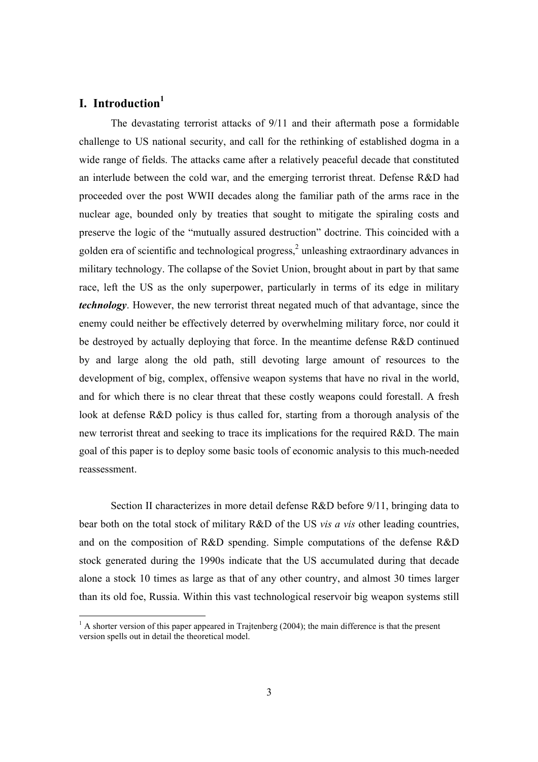## I. Introduction[1]

The devastating terrorist attacks of 9/11 and their aftermath pose a formidable challenge to US national security, and call for the rethinking of established dogma in a wide range of fields. The attacks came after a relatively peaceful decade that constituted an interlude between the cold war, and the emerging terrorist threat. Defense R&D had proceeded over the post WWII decades along the familiar path of the arms race in the nuclear age, bounded only by treaties that sought to mitigate the spiraling costs and preserve the logic of the "mutually assured destruction" doctrine. This coincided with a golden era of scientific and technological progress,[2] unleashing extraordinary advances in military technology. The collapse of the Soviet Union, brought about in part by that same race, left the US as the only superpower, particularly in terms of its edge in military ***technology***. However, the new terrorist threat negated much of that advantage, since the enemy could neither be effectively deterred by overwhelming military force, nor could it be destroyed by actually deploying that force. In the meantime defense R&D continued by and large along the old path, still devoting large amount of resources to the development of big, complex, offensive weapon systems that have no rival in the world, and for which there is no clear threat that these costly weapons could forestall. A fresh look at defense R&D policy is thus called for, starting from a thorough analysis of the new terrorist threat and seeking to trace its implications for the required R&D. The main goal of this paper is to deploy some basic tools of economic analysis to this much-needed reassessment.

Section II characterizes in more detail defense R&D before 9/11, bringing data to bear both on the total stock of military R&D of the US *vis a vis* other leading countries, and on the composition of R&D spending. Simple computations of the defense R&D stock generated during the 1990s indicate that the US accumulated during that decade alone a stock 10 times as large as that of any other country, and almost 30 times larger than its old foe, Russia. Within this vast technological reservoir big weapon systems still

[1] A shorter version of this paper appeared in Trajtenberg (2004); the main difference is that the present version spells out in detail the theoretical model.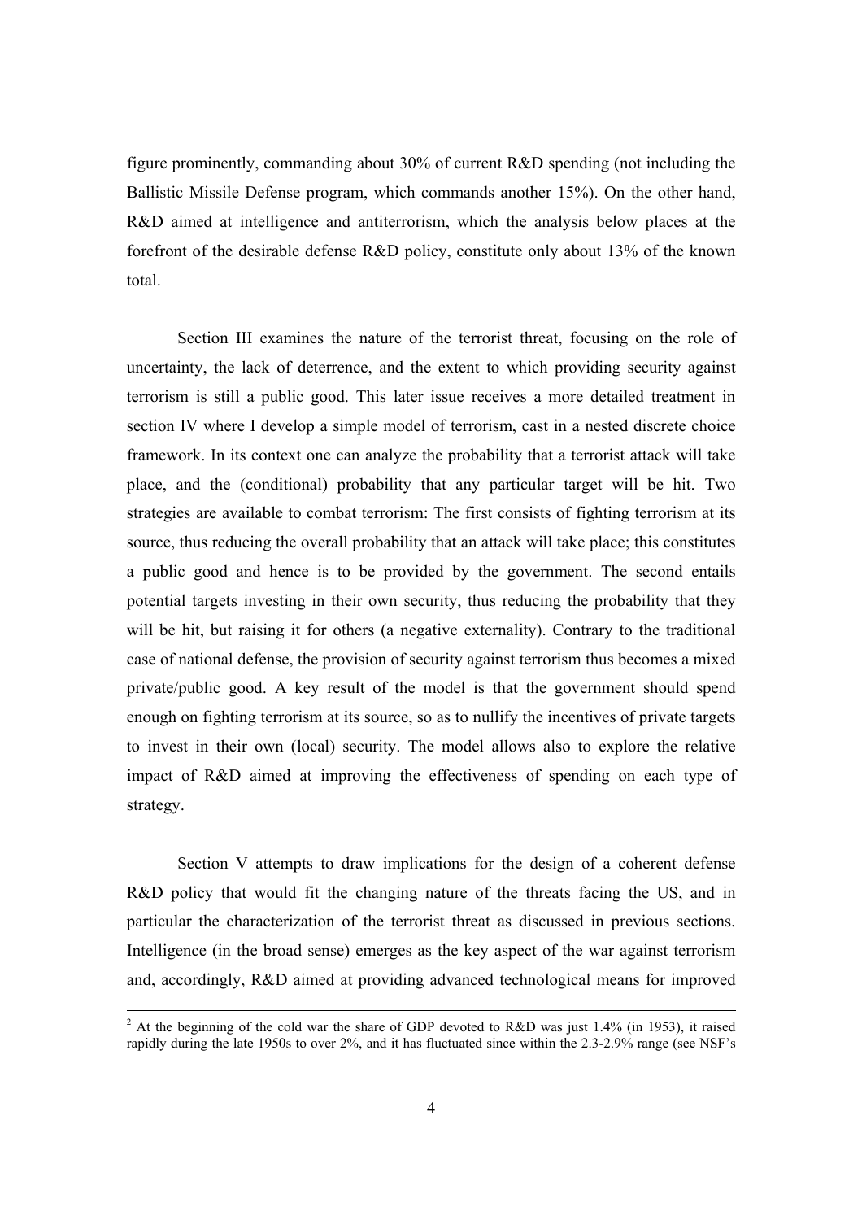figure prominently, commanding about 30% of current R&D spending (not including the Ballistic Missile Defense program, which commands another 15%). On the other hand, R&D aimed at intelligence and antiterrorism, which the analysis below places at the forefront of the desirable defense R&D policy, constitute only about 13% of the known total.

Section III examines the nature of the terrorist threat, focusing on the role of uncertainty, the lack of deterrence, and the extent to which providing security against terrorism is still a public good. This later issue receives a more detailed treatment in section IV where I develop a simple model of terrorism, cast in a nested discrete choice framework. In its context one can analyze the probability that a terrorist attack will take place, and the (conditional) probability that any particular target will be hit. Two strategies are available to combat terrorism: The first consists of fighting terrorism at its source, thus reducing the overall probability that an attack will take place; this constitutes a public good and hence is to be provided by the government. The second entails potential targets investing in their own security, thus reducing the probability that they will be hit, but raising it for others (a negative externality). Contrary to the traditional case of national defense, the provision of security against terrorism thus becomes a mixed private/public good. A key result of the model is that the government should spend enough on fighting terrorism at its source, so as to nullify the incentives of private targets to invest in their own (local) security. The model allows also to explore the relative impact of R&D aimed at improving the effectiveness of spending on each type of strategy.

Section V attempts to draw implications for the design of a coherent defense R&D policy that would fit the changing nature of the threats facing the US, and in particular the characterization of the terrorist threat as discussed in previous sections. Intelligence (in the broad sense) emerges as the key aspect of the war against terrorism and, accordingly, R&D aimed at providing advanced technological means for improved

[2] At the beginning of the cold war the share of GDP devoted to R&D was just 1.4% (in 1953), it raised rapidly during the late 1950s to over 2%, and it has fluctuated since within the 2.3-2.9% range (see NSF's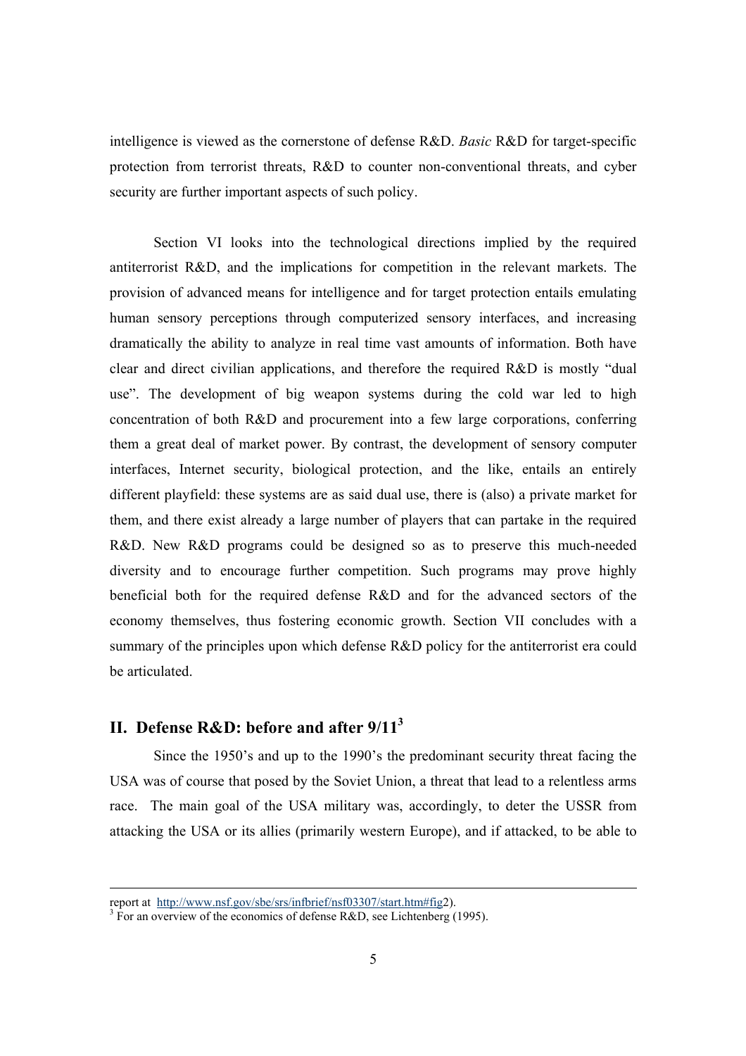intelligence is viewed as the cornerstone of defense R&D. *Basic* R&D for target-specific protection from terrorist threats, R&D to counter non-conventional threats, and cyber security are further important aspects of such policy.

Section VI looks into the technological directions implied by the required antiterrorist R&D, and the implications for competition in the relevant markets. The provision of advanced means for intelligence and for target protection entails emulating human sensory perceptions through computerized sensory interfaces, and increasing dramatically the ability to analyze in real time vast amounts of information. Both have clear and direct civilian applications, and therefore the required R&D is mostly "dual use". The development of big weapon systems during the cold war led to high concentration of both R&D and procurement into a few large corporations, conferring them a great deal of market power. By contrast, the development of sensory computer interfaces, Internet security, biological protection, and the like, entails an entirely different playfield: these systems are as said dual use, there is (also) a private market for them, and there exist already a large number of players that can partake in the required R&D. New R&D programs could be designed so as to preserve this much-needed diversity and to encourage further competition. Such programs may prove highly beneficial both for the required defense R&D and for the advanced sectors of the economy themselves, thus fostering economic growth. Section VII concludes with a summary of the principles upon which defense R&D policy for the antiterrorist era could be articulated.

## II. Defense R&D: before and after 9/11[3]

Since the 1950's and up to the 1990's the predominant security threat facing the USA was of course that posed by the Soviet Union, a threat that lead to a relentless arms race. The main goal of the USA military was, accordingly, to deter the USSR from attacking the USA or its allies (primarily western Europe), and if attacked, to be able to

---

report at http://www.nsf.gov/sbe/srs/infbrief/nsf03307/start.htm#fig2).

[3] For an overview of the economics of defense R&D, see Lichtenberg (1995).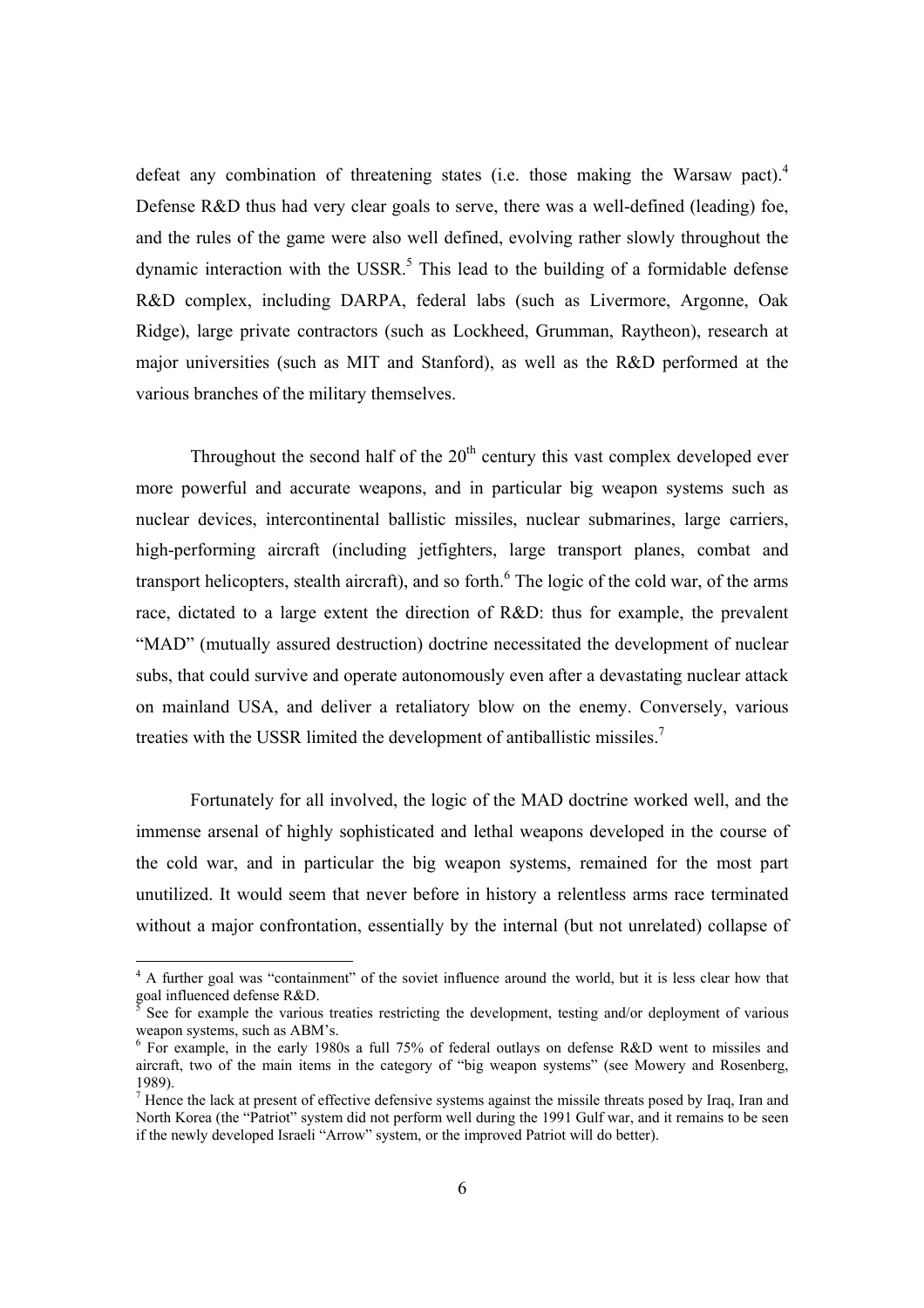defeat any combination of threatening states (i.e. those making the Warsaw pact).[4] Defense R&D thus had very clear goals to serve, there was a well-defined (leading) foe, and the rules of the game were also well defined, evolving rather slowly throughout the dynamic interaction with the USSR.[5] This lead to the building of a formidable defense R&D complex, including DARPA, federal labs (such as Livermore, Argonne, Oak Ridge), large private contractors (such as Lockheed, Grumman, Raytheon), research at major universities (such as MIT and Stanford), as well as the R&D performed at the various branches of the military themselves.

Throughout the second half of the 20th century this vast complex developed ever more powerful and accurate weapons, and in particular big weapon systems such as nuclear devices, intercontinental ballistic missiles, nuclear submarines, large carriers, high-performing aircraft (including jetfighters, large transport planes, combat and transport helicopters, stealth aircraft), and so forth.[6] The logic of the cold war, of the arms race, dictated to a large extent the direction of R&D: thus for example, the prevalent "MAD" (mutually assured destruction) doctrine necessitated the development of nuclear subs, that could survive and operate autonomously even after a devastating nuclear attack on mainland USA, and deliver a retaliatory blow on the enemy. Conversely, various treaties with the USSR limited the development of antiballistic missiles.[7]

Fortunately for all involved, the logic of the MAD doctrine worked well, and the immense arsenal of highly sophisticated and lethal weapons developed in the course of the cold war, and in particular the big weapon systems, remained for the most part unutilized. It would seem that never before in history a relentless arms race terminated without a major confrontation, essentially by the internal (but not unrelated) collapse of

---

[4] A further goal was "containment" of the soviet influence around the world, but it is less clear how that goal influenced defense R&D.

[5] See for example the various treaties restricting the development, testing and/or deployment of various weapon systems, such as ABM's.

[6] For example, in the early 1980s a full 75% of federal outlays on defense R&D went to missiles and aircraft, two of the main items in the category of "big weapon systems" (see Mowery and Rosenberg, 1989).

[7] Hence the lack at present of effective defensive systems against the missile threats posed by Iraq, Iran and North Korea (the "Patriot" system did not perform well during the 1991 Gulf war, and it remains to be seen if the newly developed Israeli "Arrow" system, or the improved Patriot will do better).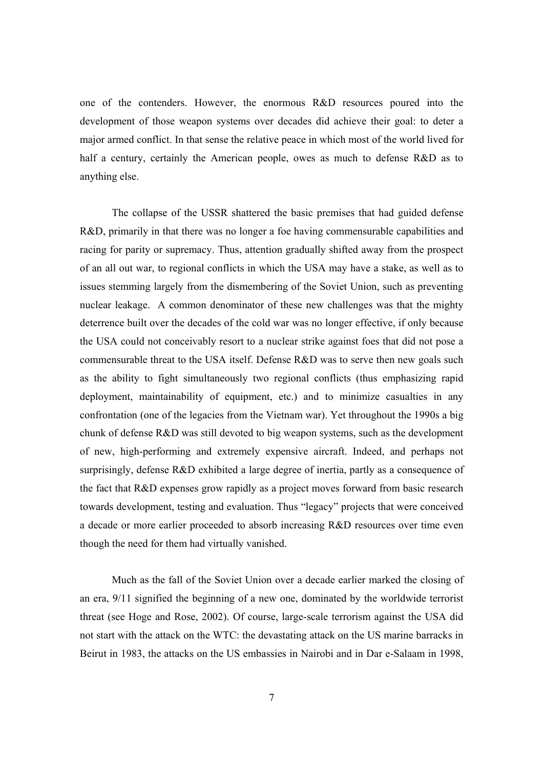one of the contenders. However, the enormous R&D resources poured into the development of those weapon systems over decades did achieve their goal: to deter a major armed conflict. In that sense the relative peace in which most of the world lived for half a century, certainly the American people, owes as much to defense R&D as to anything else.

The collapse of the USSR shattered the basic premises that had guided defense R&D, primarily in that there was no longer a foe having commensurable capabilities and racing for parity or supremacy. Thus, attention gradually shifted away from the prospect of an all out war, to regional conflicts in which the USA may have a stake, as well as to issues stemming largely from the dismembering of the Soviet Union, such as preventing nuclear leakage. A common denominator of these new challenges was that the mighty deterrence built over the decades of the cold war was no longer effective, if only because the USA could not conceivably resort to a nuclear strike against foes that did not pose a commensurable threat to the USA itself. Defense R&D was to serve then new goals such as the ability to fight simultaneously two regional conflicts (thus emphasizing rapid deployment, maintainability of equipment, etc.) and to minimize casualties in any confrontation (one of the legacies from the Vietnam war). Yet throughout the 1990s a big chunk of defense R&D was still devoted to big weapon systems, such as the development of new, high-performing and extremely expensive aircraft. Indeed, and perhaps not surprisingly, defense R&D exhibited a large degree of inertia, partly as a consequence of the fact that R&D expenses grow rapidly as a project moves forward from basic research towards development, testing and evaluation. Thus "legacy" projects that were conceived a decade or more earlier proceeded to absorb increasing R&D resources over time even though the need for them had virtually vanished.

Much as the fall of the Soviet Union over a decade earlier marked the closing of an era, 9/11 signified the beginning of a new one, dominated by the worldwide terrorist threat (see Hoge and Rose, 2002). Of course, large-scale terrorism against the USA did not start with the attack on the WTC: the devastating attack on the US marine barracks in Beirut in 1983, the attacks on the US embassies in Nairobi and in Dar e-Salaam in 1998,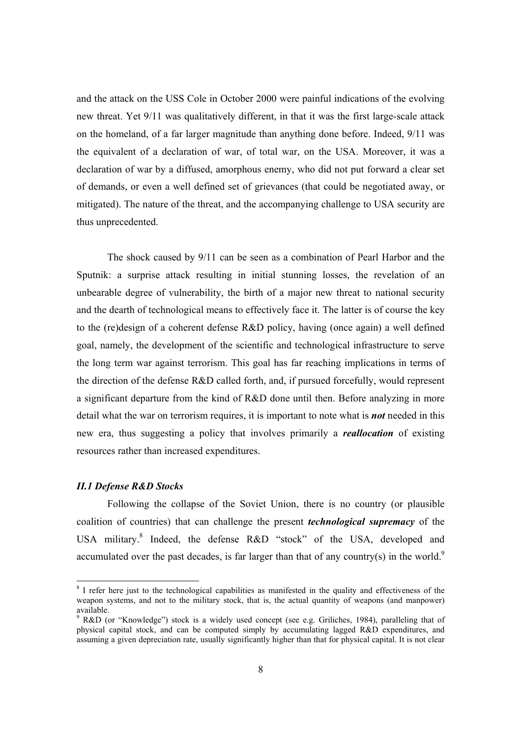and the attack on the USS Cole in October 2000 were painful indications of the evolving new threat. Yet 9/11 was qualitatively different, in that it was the first large-scale attack on the homeland, of a far larger magnitude than anything done before. Indeed, 9/11 was the equivalent of a declaration of war, of total war, on the USA. Moreover, it was a declaration of war by a diffused, amorphous enemy, who did not put forward a clear set of demands, or even a well defined set of grievances (that could be negotiated away, or mitigated). The nature of the threat, and the accompanying challenge to USA security are thus unprecedented.

The shock caused by 9/11 can be seen as a combination of Pearl Harbor and the Sputnik: a surprise attack resulting in initial stunning losses, the revelation of an unbearable degree of vulnerability, the birth of a major new threat to national security and the dearth of technological means to effectively face it. The latter is of course the key to the (re)design of a coherent defense R&D policy, having (once again) a well defined goal, namely, the development of the scientific and technological infrastructure to serve the long term war against terrorism. This goal has far reaching implications in terms of the direction of the defense R&D called forth, and, if pursued forcefully, would represent a significant departure from the kind of R&D done until then. Before analyzing in more detail what the war on terrorism requires, it is important to note what is ***not*** needed in this new era, thus suggesting a policy that involves primarily a ***reallocation*** of existing resources rather than increased expenditures.

### *II.1 Defense R&D Stocks*

Following the collapse of the Soviet Union, there is no country (or plausible coalition of countries) that can challenge the present ***technological supremacy*** of the USA military.[8] Indeed, the defense R&D "stock" of the USA, developed and accumulated over the past decades, is far larger than that of any country(s) in the world.[9]

---

[8] I refer here just to the technological capabilities as manifested in the quality and effectiveness of the weapon systems, and not to the military stock, that is, the actual quantity of weapons (and manpower) available.

[9] R&D (or "Knowledge") stock is a widely used concept (see e.g. Griliches, 1984), paralleling that of physical capital stock, and can be computed simply by accumulating lagged R&D expenditures, and assuming a given depreciation rate, usually significantly higher than that for physical capital. It is not clear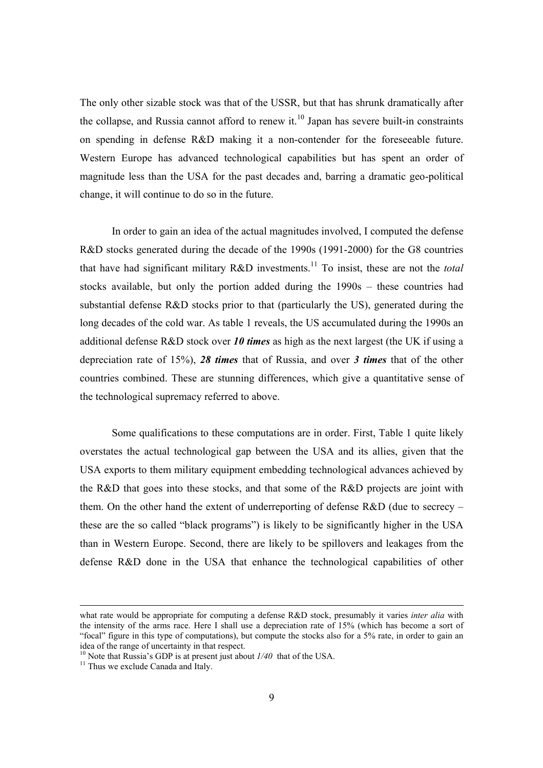The only other sizable stock was that of the USSR, but that has shrunk dramatically after the collapse, and Russia cannot afford to renew it.[10] Japan has severe built-in constraints on spending in defense R&D making it a non-contender for the foreseeable future. Western Europe has advanced technological capabilities but has spent an order of magnitude less than the USA for the past decades and, barring a dramatic geo-political change, it will continue to do so in the future.

In order to gain an idea of the actual magnitudes involved, I computed the defense R&D stocks generated during the decade of the 1990s (1991-2000) for the G8 countries that have had significant military R&D investments.[11] To insist, these are not the *total* stocks available, but only the portion added during the 1990s – these countries had substantial defense R&D stocks prior to that (particularly the US), generated during the long decades of the cold war. As table 1 reveals, the US accumulated during the 1990s an additional defense R&D stock over ***10 times*** as high as the next largest (the UK if using a depreciation rate of 15%), ***28 times*** that of Russia, and over ***3 times*** that of the other countries combined. These are stunning differences, which give a quantitative sense of the technological supremacy referred to above.

Some qualifications to these computations are in order. First, Table 1 quite likely overstates the actual technological gap between the USA and its allies, given that the USA exports to them military equipment embedding technological advances achieved by the R&D that goes into these stocks, and that some of the R&D projects are joint with them. On the other hand the extent of underreporting of defense R&D (due to secrecy – these are the so called "black programs") is likely to be significantly higher in the USA than in Western Europe. Second, there are likely to be spillovers and leakages from the defense R&D done in the USA that enhance the technological capabilities of other

---

what rate would be appropriate for computing a defense R&D stock, presumably it varies *inter alia* with the intensity of the arms race. Here I shall use a depreciation rate of 15% (which has become a sort of "focal" figure in this type of computations), but compute the stocks also for a 5% rate, in order to gain an idea of the range of uncertainty in that respect.

[10] Note that Russia's GDP is at present just about *1/40* that of the USA.

[11] Thus we exclude Canada and Italy.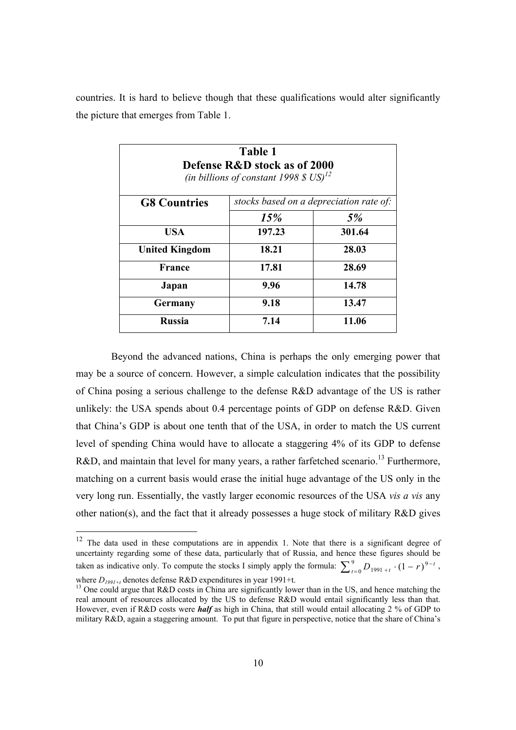countries. It is hard to believe though that these qualifications would alter significantly the picture that emerges from Table 1.

**Table 1**
**Defense R&D stock as of 2000**
*(in billions of constant 1998 $ US)*[12]

| G8 Countries | *stocks based on a depreciation rate of:* | |
|---|---|---|
| | ***15%*** | ***5%*** |
| **USA** | **197.23** | **301.64** |
| **United Kingdom** | **18.21** | **28.03** |
| **France** | **17.81** | **28.69** |
| **Japan** | **9.96** | **14.78** |
| **Germany** | **9.18** | **13.47** |
| **Russia** | **7.14** | **11.06** |

Beyond the advanced nations, China is perhaps the only emerging power that may be a source of concern. However, a simple calculation indicates that the possibility of China posing a serious challenge to the defense R&D advantage of the US is rather unlikely: the USA spends about 0.4 percentage points of GDP on defense R&D. Given that China's GDP is about one tenth that of the USA, in order to match the US current level of spending China would have to allocate a staggering 4% of its GDP to defense R&D, and maintain that level for many years, a rather farfetched scenario.[13] Furthermore, matching on a current basis would erase the initial huge advantage of the US only in the very long run. Essentially, the vastly larger economic resources of the USA *vis a vis* any other nation(s), and the fact that it already possesses a huge stock of military R&D gives

---

[12] The data used in these computations are in appendix 1. Note that there is a significant degree of uncertainty regarding some of these data, particularly that of Russia, and hence these figures should be taken as indicative only. To compute the stocks I simply apply the formula: $\sum_{t=0}^{9} D_{1991+t} \cdot (1-r)^{9-t}$, where $D_{1991+t}$ denotes defense R&D expenditures in year 1991+t.

[13] One could argue that R&D costs in China are significantly lower than in the US, and hence matching the real amount of resources allocated by the US to defense R&D would entail significantly less than that. However, even if R&D costs were ***half*** as high in China, that still would entail allocating 2 % of GDP to military R&D, again a staggering amount. To put that figure in perspective, notice that the share of China's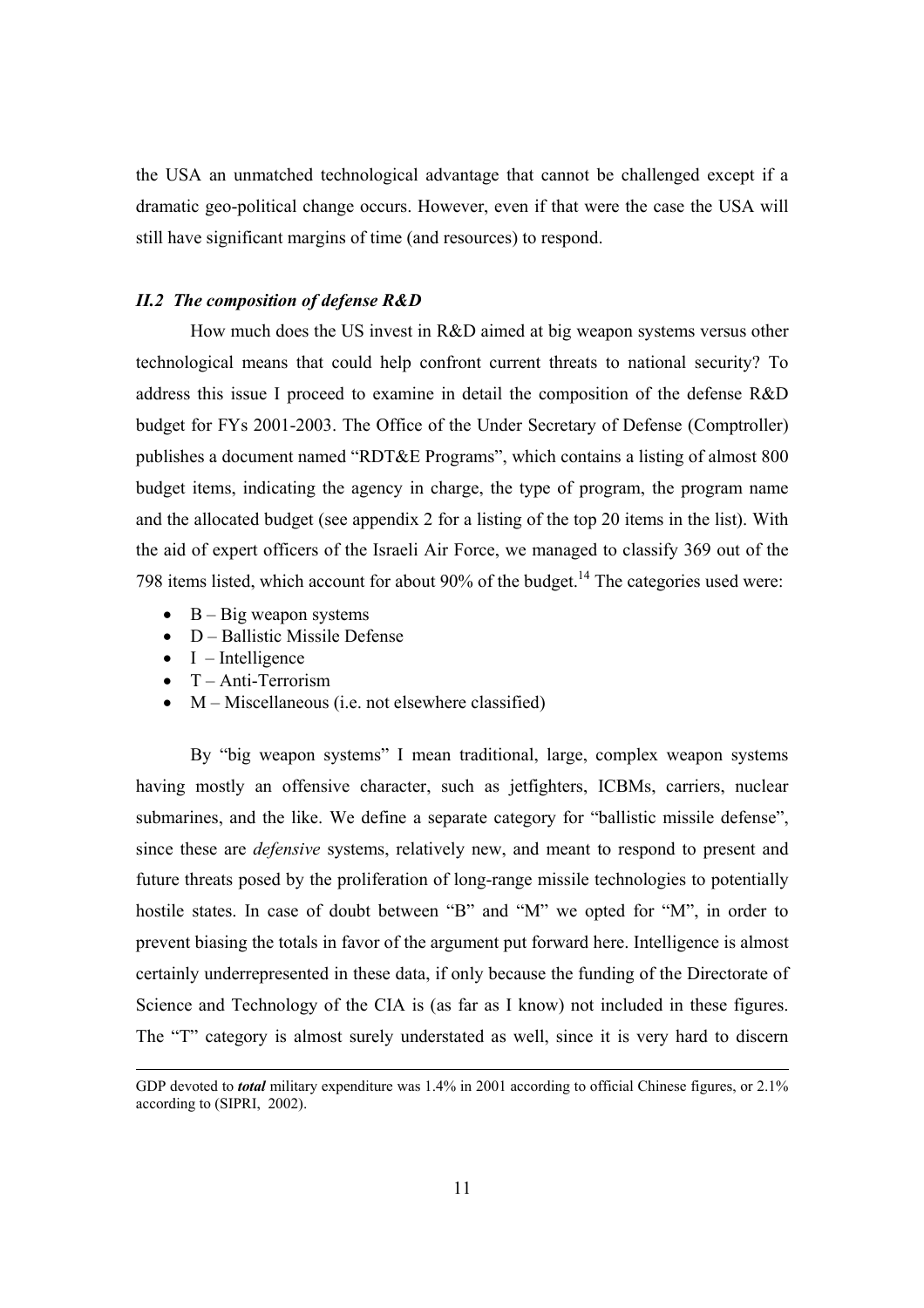the USA an unmatched technological advantage that cannot be challenged except if a dramatic geo-political change occurs. However, even if that were the case the USA will still have significant margins of time (and resources) to respond.

### *II.2 The composition of defense R&D*

How much does the US invest in R&D aimed at big weapon systems versus other technological means that could help confront current threats to national security? To address this issue I proceed to examine in detail the composition of the defense R&D budget for FYs 2001-2003. The Office of the Under Secretary of Defense (Comptroller) publishes a document named "RDT&E Programs", which contains a listing of almost 800 budget items, indicating the agency in charge, the type of program, the program name and the allocated budget (see appendix 2 for a listing of the top 20 items in the list). With the aid of expert officers of the Israeli Air Force, we managed to classify 369 out of the 798 items listed, which account for about 90% of the budget.[14] The categories used were:

- B – Big weapon systems
- D – Ballistic Missile Defense
- I – Intelligence
- T – Anti-Terrorism
- M – Miscellaneous (i.e. not elsewhere classified)

By "big weapon systems" I mean traditional, large, complex weapon systems having mostly an offensive character, such as jetfighters, ICBMs, carriers, nuclear submarines, and the like. We define a separate category for "ballistic missile defense", since these are *defensive* systems, relatively new, and meant to respond to present and future threats posed by the proliferation of long-range missile technologies to potentially hostile states. In case of doubt between "B" and "M" we opted for "M", in order to prevent biasing the totals in favor of the argument put forward here. Intelligence is almost certainly underrepresented in these data, if only because the funding of the Directorate of Science and Technology of the CIA is (as far as I know) not included in these figures. The "T" category is almost surely understated as well, since it is very hard to discern

---

GDP devoted to ***total*** military expenditure was 1.4% in 2001 according to official Chinese figures, or 2.1% according to (SIPRI, 2002).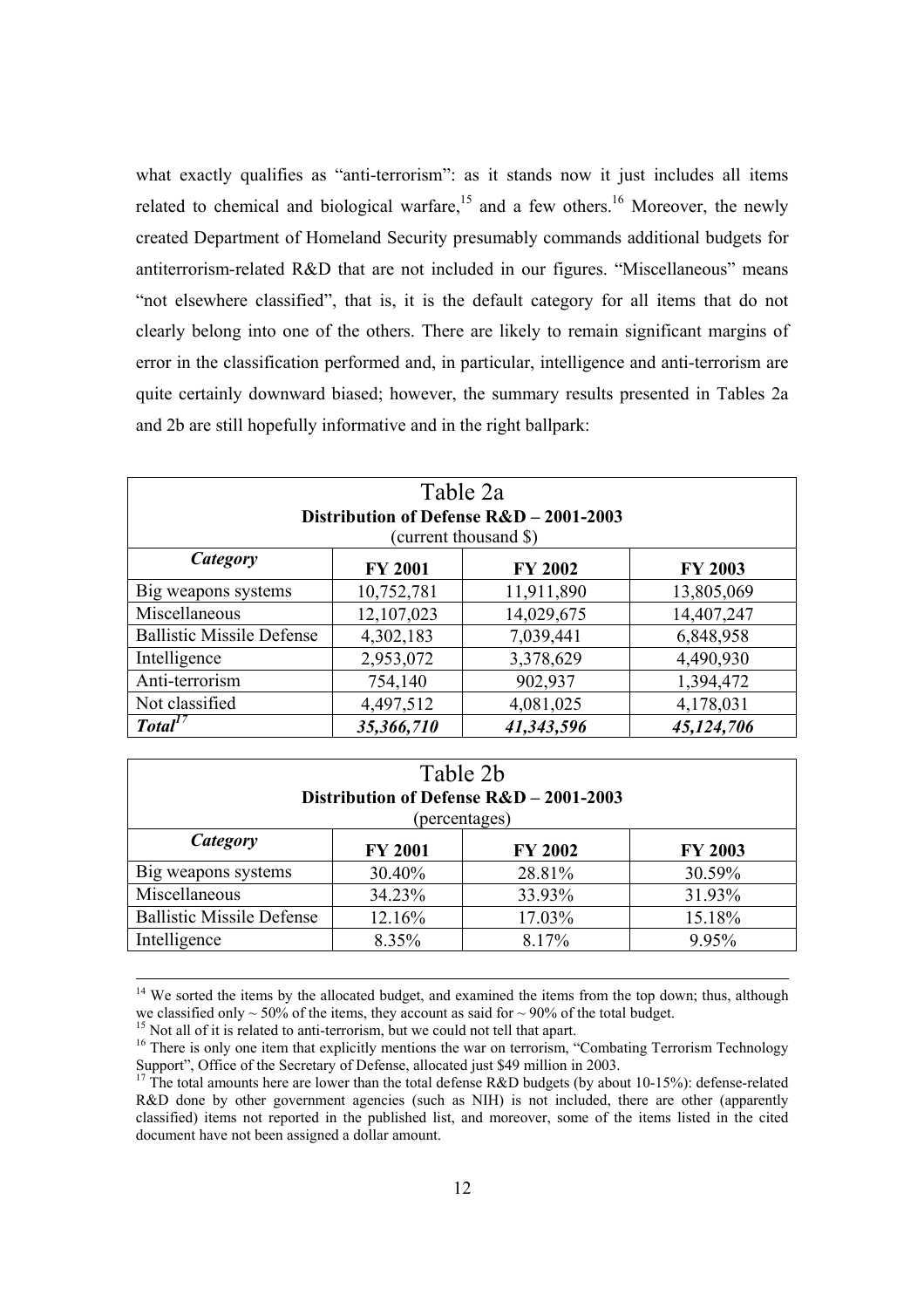what exactly qualifies as "anti-terrorism": as it stands now it just includes all items related to chemical and biological warfare,[15] and a few others.[16] Moreover, the newly created Department of Homeland Security presumably commands additional budgets for antiterrorism-related R&D that are not included in our figures. "Miscellaneous" means "not elsewhere classified", that is, it is the default category for all items that do not clearly belong into one of the others. There are likely to remain significant margins of error in the classification performed and, in particular, intelligence and anti-terrorism are quite certainly downward biased; however, the summary results presented in Tables 2a and 2b are still hopefully informative and in the right ballpark:

Table 2a
**Distribution of Defense R&D – 2001-2003**
(current thousand $)

| *Category* | FY 2001 | FY 2002 | FY 2003 |
|---|---|---|---|
| Big weapons systems | 10,752,781 | 11,911,890 | 13,805,069 |
| Miscellaneous | 12,107,023 | 14,029,675 | 14,407,247 |
| Ballistic Missile Defense | 4,302,183 | 7,039,441 | 6,848,958 |
| Intelligence | 2,953,072 | 3,378,629 | 4,490,930 |
| Anti-terrorism | 754,140 | 902,937 | 1,394,472 |
| Not classified | 4,497,512 | 4,081,025 | 4,178,031 |
| ***Total***[17] | ***35,366,710*** | ***41,343,596*** | ***45,124,706*** |

Table 2b
**Distribution of Defense R&D – 2001-2003**
(percentages)

| *Category* | FY 2001 | FY 2002 | FY 2003 |
|---|---|---|---|
| Big weapons systems | 30.40% | 28.81% | 30.59% |
| Miscellaneous | 34.23% | 33.93% | 31.93% |
| Ballistic Missile Defense | 12.16% | 17.03% | 15.18% |
| Intelligence | 8.35% | 8.17% | 9.95% |

---

[14] We sorted the items by the allocated budget, and examined the items from the top down; thus, although we classified only ~ 50% of the items, they account as said for ~ 90% of the total budget.

[15] Not all of it is related to anti-terrorism, but we could not tell that apart.

[16] There is only one item that explicitly mentions the war on terrorism, "Combating Terrorism Technology Support", Office of the Secretary of Defense, allocated just $49 million in 2003.

[17] The total amounts here are lower than the total defense R&D budgets (by about 10-15%): defense-related R&D done by other government agencies (such as NIH) is not included, there are other (apparently classified) items not reported in the published list, and moreover, some of the items listed in the cited document have not been assigned a dollar amount.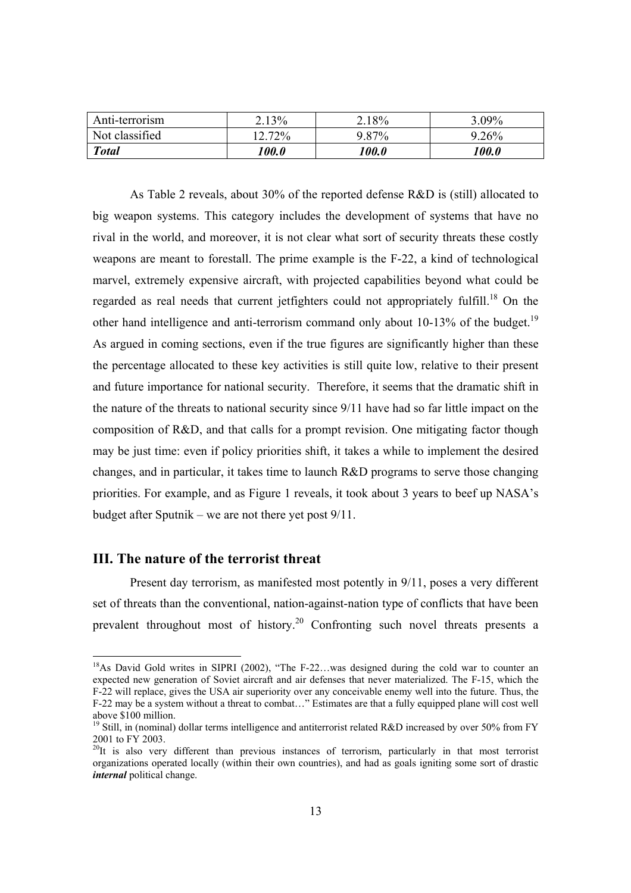| Anti-terrorism | 2.13% | 2.18% | 3.09% |
|---|---|---|---|
| Not classified | 12.72% | 9.87% | 9.26% |
| ***Total*** | ***100.0*** | ***100.0*** | ***100.0*** |

As Table 2 reveals, about 30% of the reported defense R&D is (still) allocated to big weapon systems. This category includes the development of systems that have no rival in the world, and moreover, it is not clear what sort of security threats these costly weapons are meant to forestall. The prime example is the F-22, a kind of technological marvel, extremely expensive aircraft, with projected capabilities beyond what could be regarded as real needs that current jetfighters could not appropriately fulfill.[18] On the other hand intelligence and anti-terrorism command only about 10-13% of the budget.[19] As argued in coming sections, even if the true figures are significantly higher than these the percentage allocated to these key activities is still quite low, relative to their present and future importance for national security. Therefore, it seems that the dramatic shift in the nature of the threats to national security since 9/11 have had so far little impact on the composition of R&D, and that calls for a prompt revision. One mitigating factor though may be just time: even if policy priorities shift, it takes a while to implement the desired changes, and in particular, it takes time to launch R&D programs to serve those changing priorities. For example, and as Figure 1 reveals, it took about 3 years to beef up NASA's budget after Sputnik – we are not there yet post 9/11.

## III. The nature of the terrorist threat

Present day terrorism, as manifested most potently in 9/11, poses a very different set of threats than the conventional, nation-against-nation type of conflicts that have been prevalent throughout most of history.[20] Confronting such novel threats presents a

---

[18] As David Gold writes in SIPRI (2002), "The F-22…was designed during the cold war to counter an expected new generation of Soviet aircraft and air defenses that never materialized. The F-15, which the F-22 will replace, gives the USA air superiority over any conceivable enemy well into the future. Thus, the F-22 may be a system without a threat to combat…" Estimates are that a fully equipped plane will cost well above $100 million.

[19] Still, in (nominal) dollar terms intelligence and antiterrorist related R&D increased by over 50% from FY 2001 to FY 2003.

[20] It is also very different than previous instances of terrorism, particularly in that most terrorist organizations operated locally (within their own countries), and had as goals igniting some sort of drastic ***internal*** political change.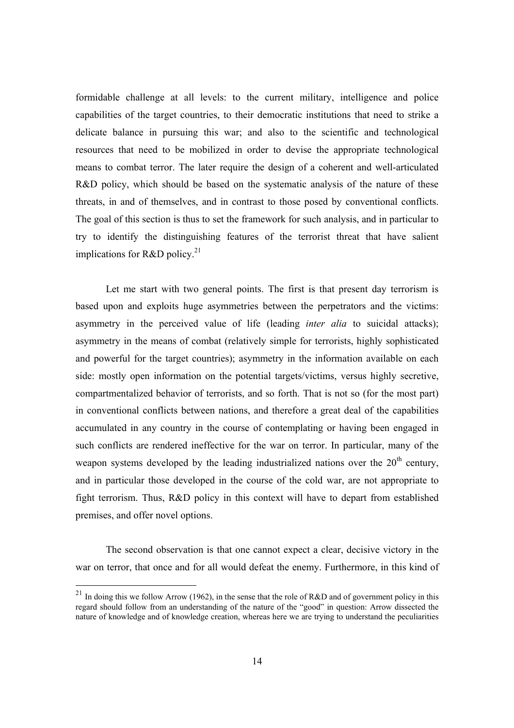formidable challenge at all levels: to the current military, intelligence and police capabilities of the target countries, to their democratic institutions that need to strike a delicate balance in pursuing this war; and also to the scientific and technological resources that need to be mobilized in order to devise the appropriate technological means to combat terror. The later require the design of a coherent and well-articulated R&D policy, which should be based on the systematic analysis of the nature of these threats, in and of themselves, and in contrast to those posed by conventional conflicts. The goal of this section is thus to set the framework for such analysis, and in particular to try to identify the distinguishing features of the terrorist threat that have salient implications for R&D policy.[21]

Let me start with two general points. The first is that present day terrorism is based upon and exploits huge asymmetries between the perpetrators and the victims: asymmetry in the perceived value of life (leading *inter alia* to suicidal attacks); asymmetry in the means of combat (relatively simple for terrorists, highly sophisticated and powerful for the target countries); asymmetry in the information available on each side: mostly open information on the potential targets/victims, versus highly secretive, compartmentalized behavior of terrorists, and so forth. That is not so (for the most part) in conventional conflicts between nations, and therefore a great deal of the capabilities accumulated in any country in the course of contemplating or having been engaged in such conflicts are rendered ineffective for the war on terror. In particular, many of the weapon systems developed by the leading industrialized nations over the 20th century, and in particular those developed in the course of the cold war, are not appropriate to fight terrorism. Thus, R&D policy in this context will have to depart from established premises, and offer novel options.

The second observation is that one cannot expect a clear, decisive victory in the war on terror, that once and for all would defeat the enemy. Furthermore, in this kind of

[21] In doing this we follow Arrow (1962), in the sense that the role of R&D and of government policy in this regard should follow from an understanding of the nature of the "good" in question: Arrow dissected the nature of knowledge and of knowledge creation, whereas here we are trying to understand the peculiarities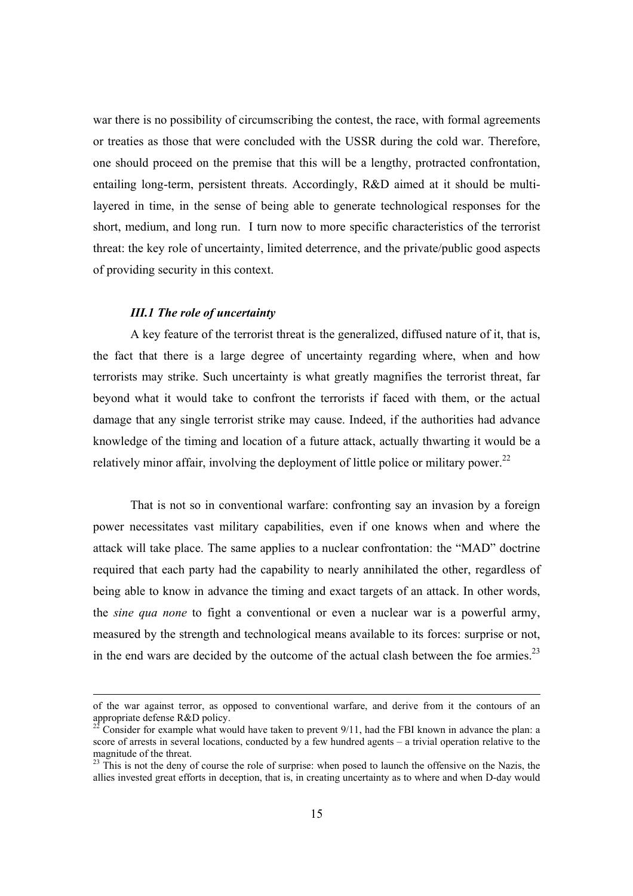war there is no possibility of circumscribing the contest, the race, with formal agreements or treaties as those that were concluded with the USSR during the cold war. Therefore, one should proceed on the premise that this will be a lengthy, protracted confrontation, entailing long-term, persistent threats. Accordingly, R&D aimed at it should be multi-layered in time, in the sense of being able to generate technological responses for the short, medium, and long run. I turn now to more specific characteristics of the terrorist threat: the key role of uncertainty, limited deterrence, and the private/public good aspects of providing security in this context.

### *III.1 The role of uncertainty*

A key feature of the terrorist threat is the generalized, diffused nature of it, that is, the fact that there is a large degree of uncertainty regarding where, when and how terrorists may strike. Such uncertainty is what greatly magnifies the terrorist threat, far beyond what it would take to confront the terrorists if faced with them, or the actual damage that any single terrorist strike may cause. Indeed, if the authorities had advance knowledge of the timing and location of a future attack, actually thwarting it would be a relatively minor affair, involving the deployment of little police or military power.[22]

That is not so in conventional warfare: confronting say an invasion by a foreign power necessitates vast military capabilities, even if one knows when and where the attack will take place. The same applies to a nuclear confrontation: the "MAD" doctrine required that each party had the capability to nearly annihilated the other, regardless of being able to know in advance the timing and exact targets of an attack. In other words, the *sine qua none* to fight a conventional or even a nuclear war is a powerful army, measured by the strength and technological means available to its forces: surprise or not, in the end wars are decided by the outcome of the actual clash between the foe armies.[23]

---

of the war against terror, as opposed to conventional warfare, and derive from it the contours of an appropriate defense R&D policy.

[22] Consider for example what would have taken to prevent 9/11, had the FBI known in advance the plan: a score of arrests in several locations, conducted by a few hundred agents – a trivial operation relative to the magnitude of the threat.

[23] This is not the deny of course the role of surprise: when posed to launch the offensive on the Nazis, the allies invested great efforts in deception, that is, in creating uncertainty as to where and when D-day would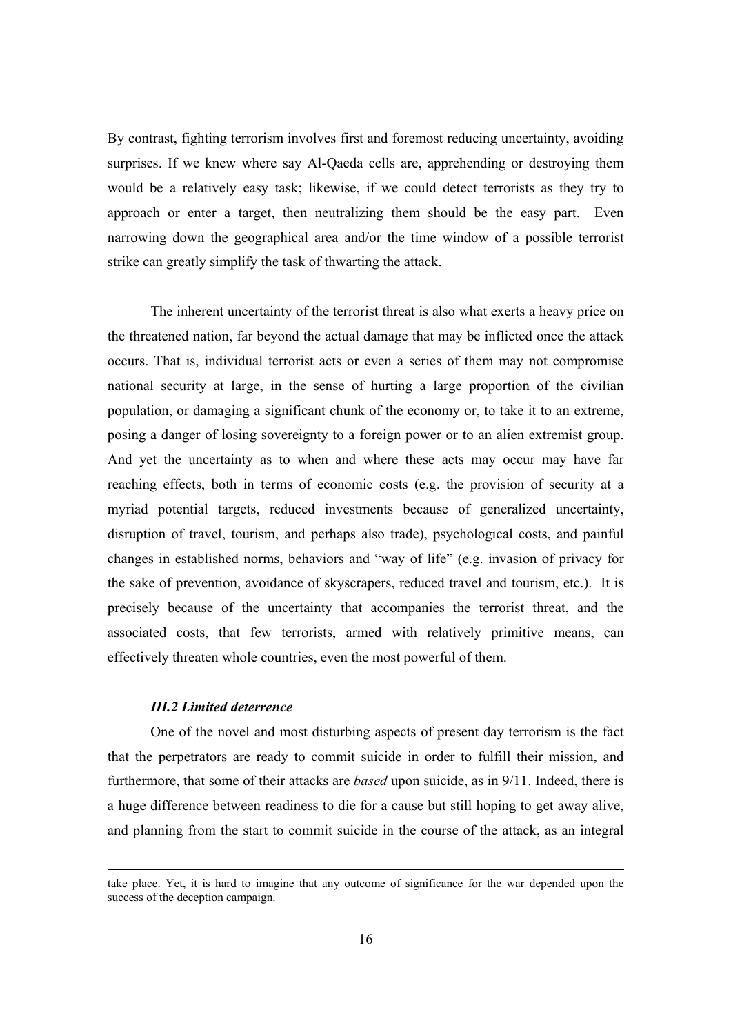By contrast, fighting terrorism involves first and foremost reducing uncertainty, avoiding surprises. If we knew where say Al-Qaeda cells are, apprehending or destroying them would be a relatively easy task; likewise, if we could detect terrorists as they try to approach or enter a target, then neutralizing them should be the easy part. Even narrowing down the geographical area and/or the time window of a possible terrorist strike can greatly simplify the task of thwarting the attack.

The inherent uncertainty of the terrorist threat is also what exerts a heavy price on the threatened nation, far beyond the actual damage that may be inflicted once the attack occurs. That is, individual terrorist acts or even a series of them may not compromise national security at large, in the sense of hurting a large proportion of the civilian population, or damaging a significant chunk of the economy or, to take it to an extreme, posing a danger of losing sovereignty to a foreign power or to an alien extremist group. And yet the uncertainty as to when and where these acts may occur may have far reaching effects, both in terms of economic costs (e.g. the provision of security at a myriad potential targets, reduced investments because of generalized uncertainty, disruption of travel, tourism, and perhaps also trade), psychological costs, and painful changes in established norms, behaviors and "way of life" (e.g. invasion of privacy for the sake of prevention, avoidance of skyscrapers, reduced travel and tourism, etc.). It is precisely because of the uncertainty that accompanies the terrorist threat, and the associated costs, that few terrorists, armed with relatively primitive means, can effectively threaten whole countries, even the most powerful of them.

### *III.2 Limited deterrence*

One of the novel and most disturbing aspects of present day terrorism is the fact that the perpetrators are ready to commit suicide in order to fulfill their mission, and furthermore, that some of their attacks are *based* upon suicide, as in 9/11. Indeed, there is a huge difference between readiness to die for a cause but still hoping to get away alive, and planning from the start to commit suicide in the course of the attack, as an integral

take place. Yet, it is hard to imagine that any outcome of significance for the war depended upon the success of the deception campaign.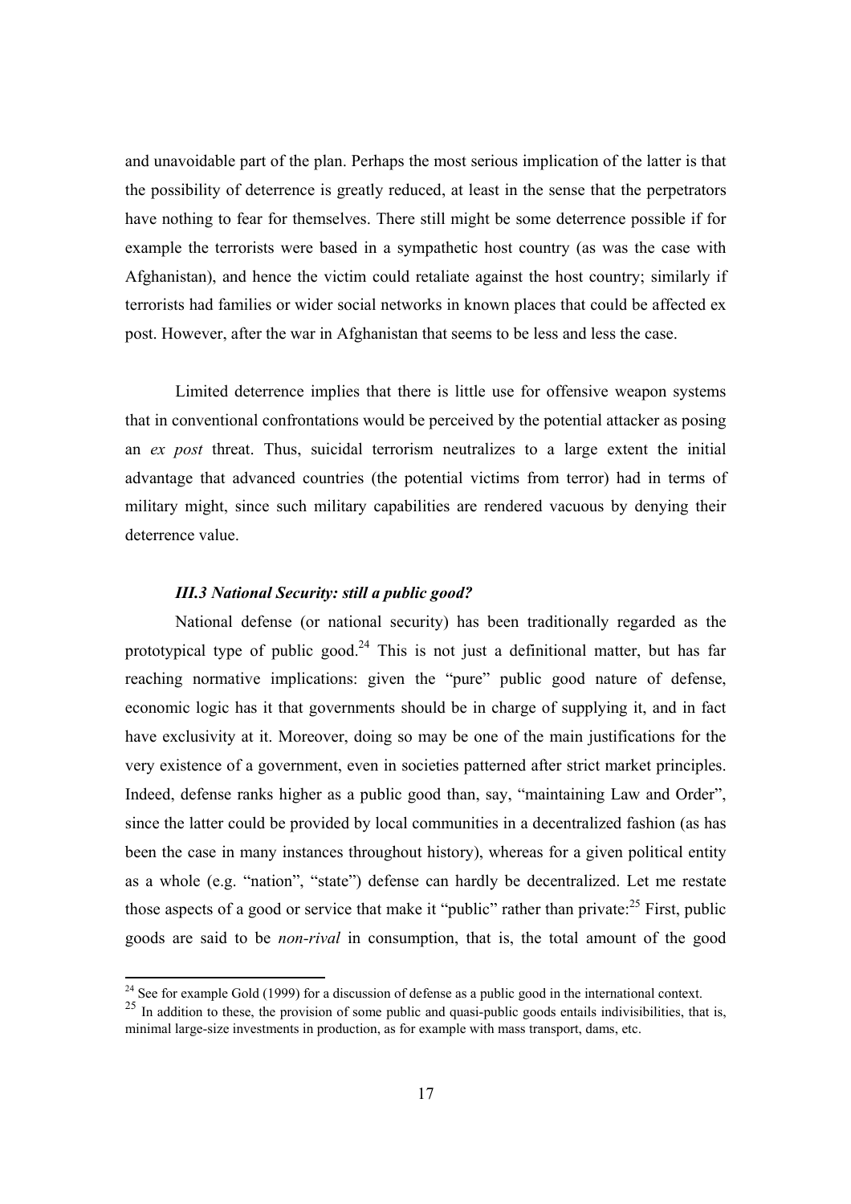and unavoidable part of the plan. Perhaps the most serious implication of the latter is that the possibility of deterrence is greatly reduced, at least in the sense that the perpetrators have nothing to fear for themselves. There still might be some deterrence possible if for example the terrorists were based in a sympathetic host country (as was the case with Afghanistan), and hence the victim could retaliate against the host country; similarly if terrorists had families or wider social networks in known places that could be affected ex post. However, after the war in Afghanistan that seems to be less and less the case.

Limited deterrence implies that there is little use for offensive weapon systems that in conventional confrontations would be perceived by the potential attacker as posing an *ex post* threat. Thus, suicidal terrorism neutralizes to a large extent the initial advantage that advanced countries (the potential victims from terror) had in terms of military might, since such military capabilities are rendered vacuous by denying their deterrence value.

### *III.3 National Security: still a public good?*

National defense (or national security) has been traditionally regarded as the prototypical type of public good.[24] This is not just a definitional matter, but has far reaching normative implications: given the "pure" public good nature of defense, economic logic has it that governments should be in charge of supplying it, and in fact have exclusivity at it. Moreover, doing so may be one of the main justifications for the very existence of a government, even in societies patterned after strict market principles. Indeed, defense ranks higher as a public good than, say, "maintaining Law and Order", since the latter could be provided by local communities in a decentralized fashion (as has been the case in many instances throughout history), whereas for a given political entity as a whole (e.g. "nation", "state") defense can hardly be decentralized. Let me restate those aspects of a good or service that make it "public" rather than private:[25] First, public goods are said to be *non-rival* in consumption, that is, the total amount of the good

---

[24] See for example Gold (1999) for a discussion of defense as a public good in the international context.

[25] In addition to these, the provision of some public and quasi-public goods entails indivisibilities, that is, minimal large-size investments in production, as for example with mass transport, dams, etc.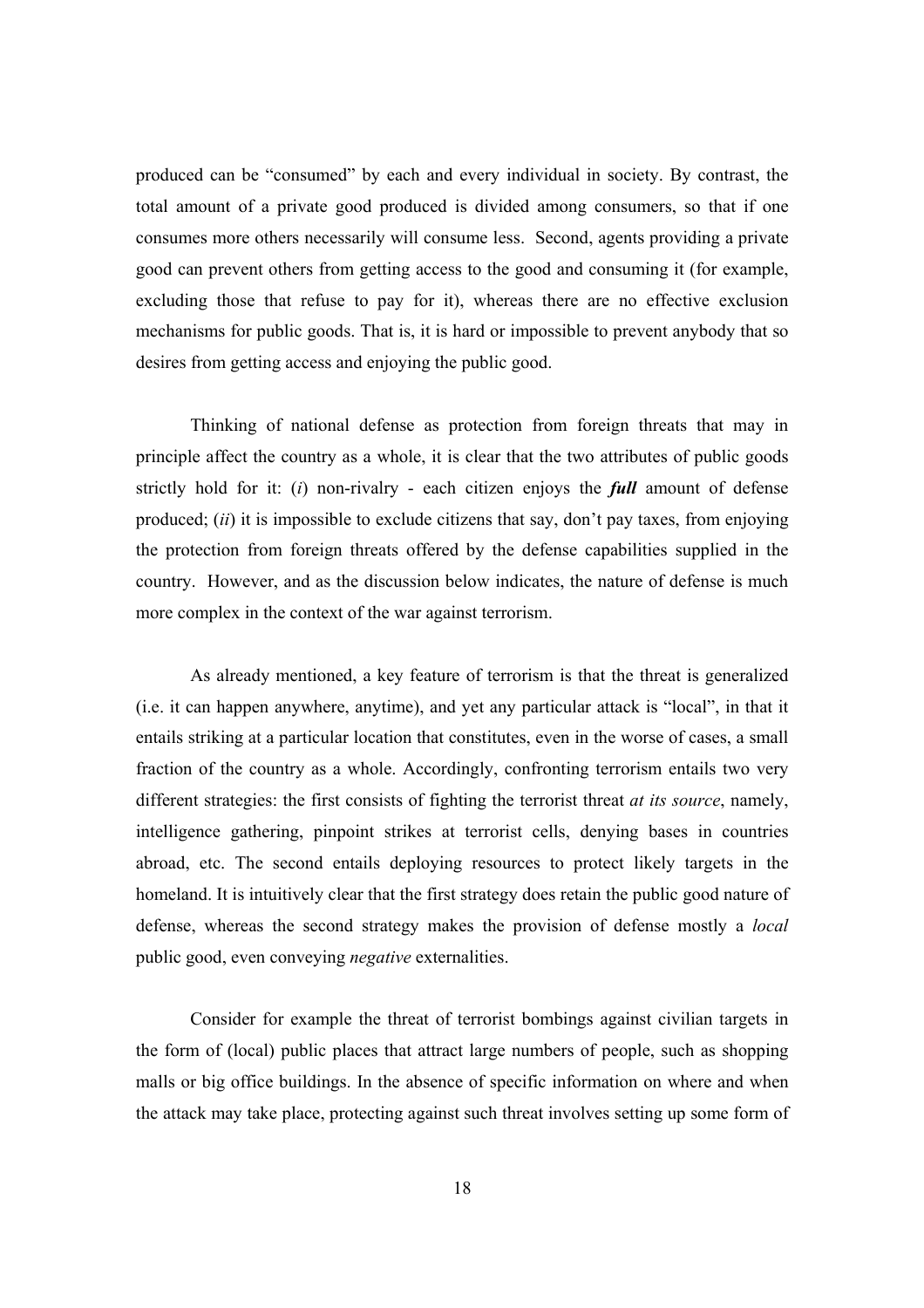produced can be "consumed" by each and every individual in society. By contrast, the total amount of a private good produced is divided among consumers, so that if one consumes more others necessarily will consume less. Second, agents providing a private good can prevent others from getting access to the good and consuming it (for example, excluding those that refuse to pay for it), whereas there are no effective exclusion mechanisms for public goods. That is, it is hard or impossible to prevent anybody that so desires from getting access and enjoying the public good.

Thinking of national defense as protection from foreign threats that may in principle affect the country as a whole, it is clear that the two attributes of public goods strictly hold for it: (*i*) non-rivalry - each citizen enjoys the ***full*** amount of defense produced; (*ii*) it is impossible to exclude citizens that say, don't pay taxes, from enjoying the protection from foreign threats offered by the defense capabilities supplied in the country. However, and as the discussion below indicates, the nature of defense is much more complex in the context of the war against terrorism.

As already mentioned, a key feature of terrorism is that the threat is generalized (i.e. it can happen anywhere, anytime), and yet any particular attack is "local", in that it entails striking at a particular location that constitutes, even in the worse of cases, a small fraction of the country as a whole. Accordingly, confronting terrorism entails two very different strategies: the first consists of fighting the terrorist threat *at its source*, namely, intelligence gathering, pinpoint strikes at terrorist cells, denying bases in countries abroad, etc. The second entails deploying resources to protect likely targets in the homeland. It is intuitively clear that the first strategy does retain the public good nature of defense, whereas the second strategy makes the provision of defense mostly a *local* public good, even conveying *negative* externalities.

Consider for example the threat of terrorist bombings against civilian targets in the form of (local) public places that attract large numbers of people, such as shopping malls or big office buildings. In the absence of specific information on where and when the attack may take place, protecting against such threat involves setting up some form of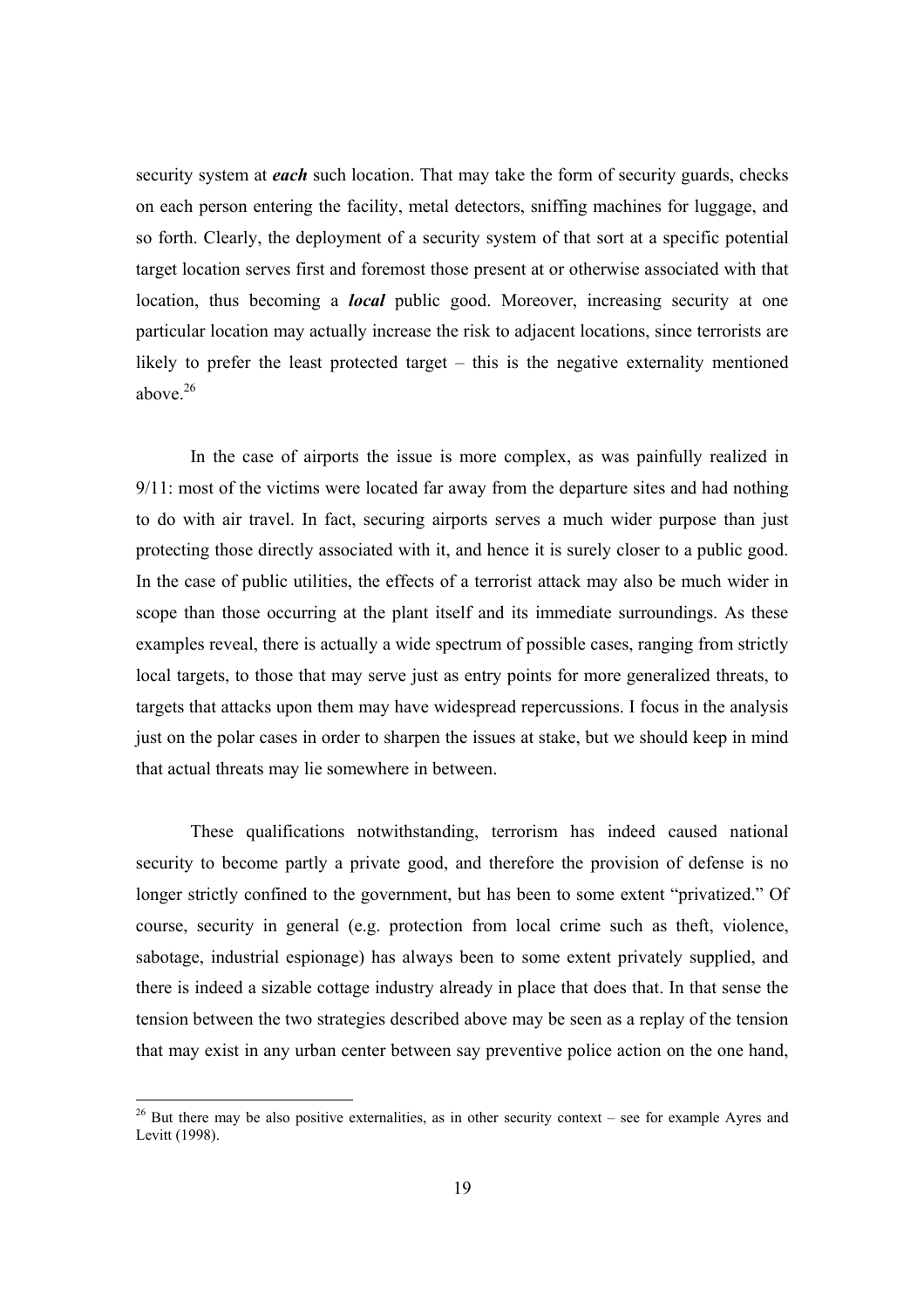security system at ***each*** such location. That may take the form of security guards, checks on each person entering the facility, metal detectors, sniffing machines for luggage, and so forth. Clearly, the deployment of a security system of that sort at a specific potential target location serves first and foremost those present at or otherwise associated with that location, thus becoming a ***local*** public good. Moreover, increasing security at one particular location may actually increase the risk to adjacent locations, since terrorists are likely to prefer the least protected target – this is the negative externality mentioned above.[26]

In the case of airports the issue is more complex, as was painfully realized in 9/11: most of the victims were located far away from the departure sites and had nothing to do with air travel. In fact, securing airports serves a much wider purpose than just protecting those directly associated with it, and hence it is surely closer to a public good. In the case of public utilities, the effects of a terrorist attack may also be much wider in scope than those occurring at the plant itself and its immediate surroundings. As these examples reveal, there is actually a wide spectrum of possible cases, ranging from strictly local targets, to those that may serve just as entry points for more generalized threats, to targets that attacks upon them may have widespread repercussions. I focus in the analysis just on the polar cases in order to sharpen the issues at stake, but we should keep in mind that actual threats may lie somewhere in between.

These qualifications notwithstanding, terrorism has indeed caused national security to become partly a private good, and therefore the provision of defense is no longer strictly confined to the government, but has been to some extent "privatized." Of course, security in general (e.g. protection from local crime such as theft, violence, sabotage, industrial espionage) has always been to some extent privately supplied, and there is indeed a sizable cottage industry already in place that does that. In that sense the tension between the two strategies described above may be seen as a replay of the tension that may exist in any urban center between say preventive police action on the one hand,

---

[26] But there may be also positive externalities, as in other security context – see for example Ayres and Levitt (1998).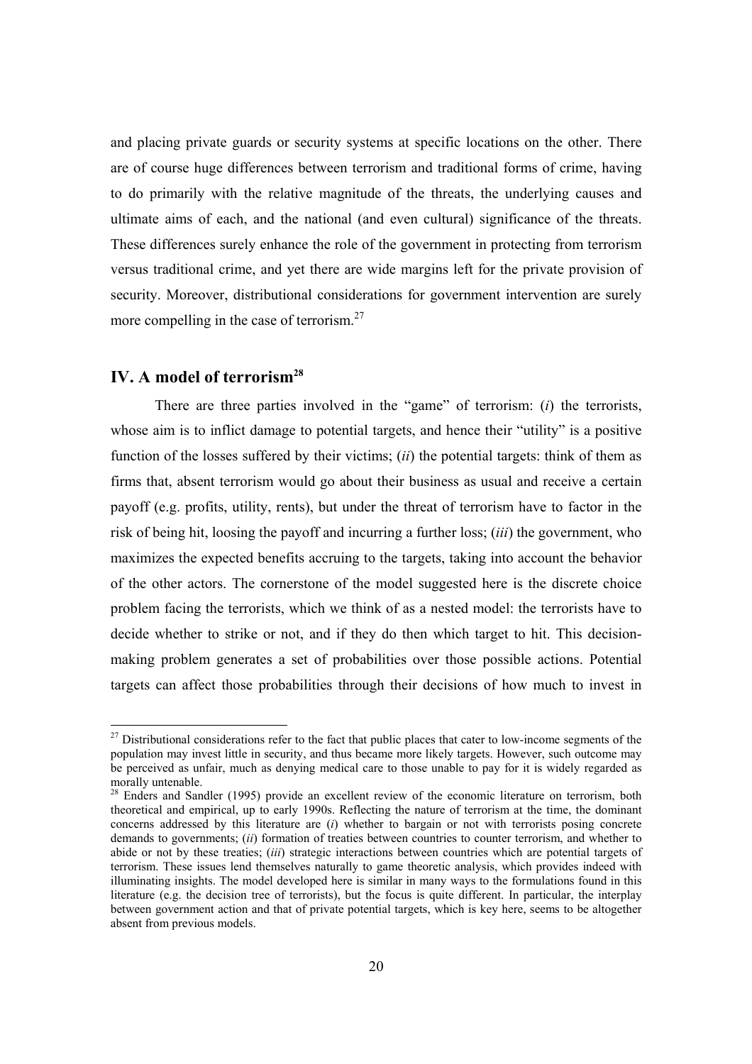and placing private guards or security systems at specific locations on the other. There are of course huge differences between terrorism and traditional forms of crime, having to do primarily with the relative magnitude of the threats, the underlying causes and ultimate aims of each, and the national (and even cultural) significance of the threats. These differences surely enhance the role of the government in protecting from terrorism versus traditional crime, and yet there are wide margins left for the private provision of security. Moreover, distributional considerations for government intervention are surely more compelling in the case of terrorism.[27]

## IV. A model of terrorism[28]

There are three parties involved in the "game" of terrorism: (*i*) the terrorists, whose aim is to inflict damage to potential targets, and hence their "utility" is a positive function of the losses suffered by their victims; (*ii*) the potential targets: think of them as firms that, absent terrorism would go about their business as usual and receive a certain payoff (e.g. profits, utility, rents), but under the threat of terrorism have to factor in the risk of being hit, loosing the payoff and incurring a further loss; (*iii*) the government, who maximizes the expected benefits accruing to the targets, taking into account the behavior of the other actors. The cornerstone of the model suggested here is the discrete choice problem facing the terrorists, which we think of as a nested model: the terrorists have to decide whether to strike or not, and if they do then which target to hit. This decision-making problem generates a set of probabilities over those possible actions. Potential targets can affect those probabilities through their decisions of how much to invest in

---

[27] Distributional considerations refer to the fact that public places that cater to low-income segments of the population may invest little in security, and thus became more likely targets. However, such outcome may be perceived as unfair, much as denying medical care to those unable to pay for it is widely regarded as morally untenable.

[28] Enders and Sandler (1995) provide an excellent review of the economic literature on terrorism, both theoretical and empirical, up to early 1990s. Reflecting the nature of terrorism at the time, the dominant concerns addressed by this literature are (*i*) whether to bargain or not with terrorists posing concrete demands to governments; (*ii*) formation of treaties between countries to counter terrorism, and whether to abide or not by these treaties; (*iii*) strategic interactions between countries which are potential targets of terrorism. These issues lend themselves naturally to game theoretic analysis, which provides indeed with illuminating insights. The model developed here is similar in many ways to the formulations found in this literature (e.g. the decision tree of terrorists), but the focus is quite different. In particular, the interplay between government action and that of private potential targets, which is key here, seems to be altogether absent from previous models.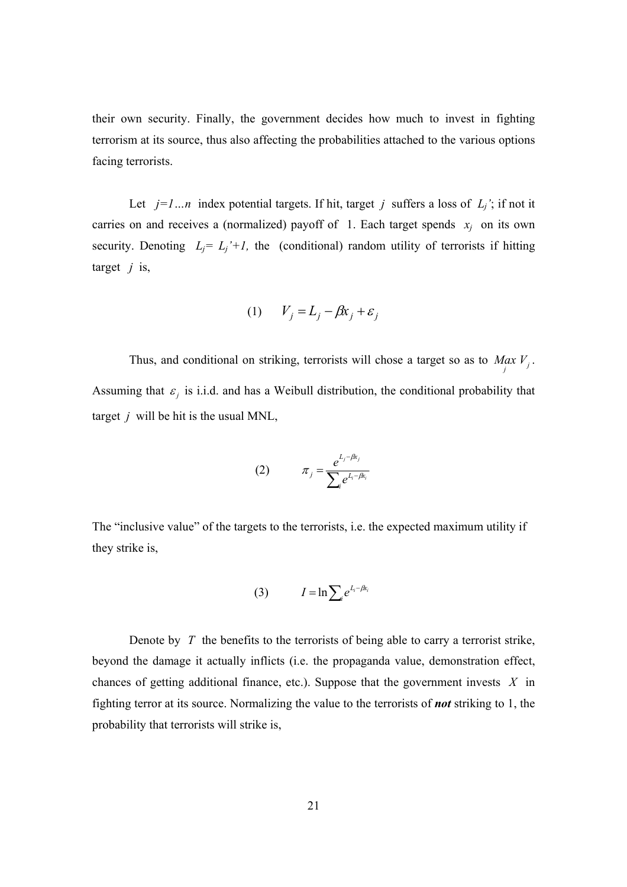their own security. Finally, the government decides how much to invest in fighting terrorism at its source, thus also affecting the probabilities attached to the various options facing terrorists.

Let $j=1...n$ index potential targets. If hit, target $j$ suffers a loss of $L_j'$; if not it carries on and receives a (normalized) payoff of 1. Each target spends $x_j$ on its own security. Denoting $L_j= L_j'+1$, the (conditional) random utility of terrorists if hitting target $j$ is,

$$(1) \qquad V_j = L_j - \beta x_j + \varepsilon_j$$

Thus, and conditional on striking, terrorists will chose a target so as to $\underset{j}{Max}\, V_j$. Assuming that $\varepsilon_j$ is i.i.d. and has a Weibull distribution, the conditional probability that target $j$ will be hit is the usual MNL,

$$(2) \qquad \pi_j = \frac{e^{L_j - \beta x_j}}{\sum_i e^{L_i - \beta x_i}}$$

The "inclusive value" of the targets to the terrorists, i.e. the expected maximum utility if they strike is,

$$(3) \qquad I = \ln \sum_i e^{L_i - \beta x_i}$$

Denote by $T$ the benefits to the terrorists of being able to carry a terrorist strike, beyond the damage it actually inflicts (i.e. the propaganda value, demonstration effect, chances of getting additional finance, etc.). Suppose that the government invests $X$ in fighting terror at its source. Normalizing the value to the terrorists of ***not*** striking to 1, the probability that terrorists will strike is,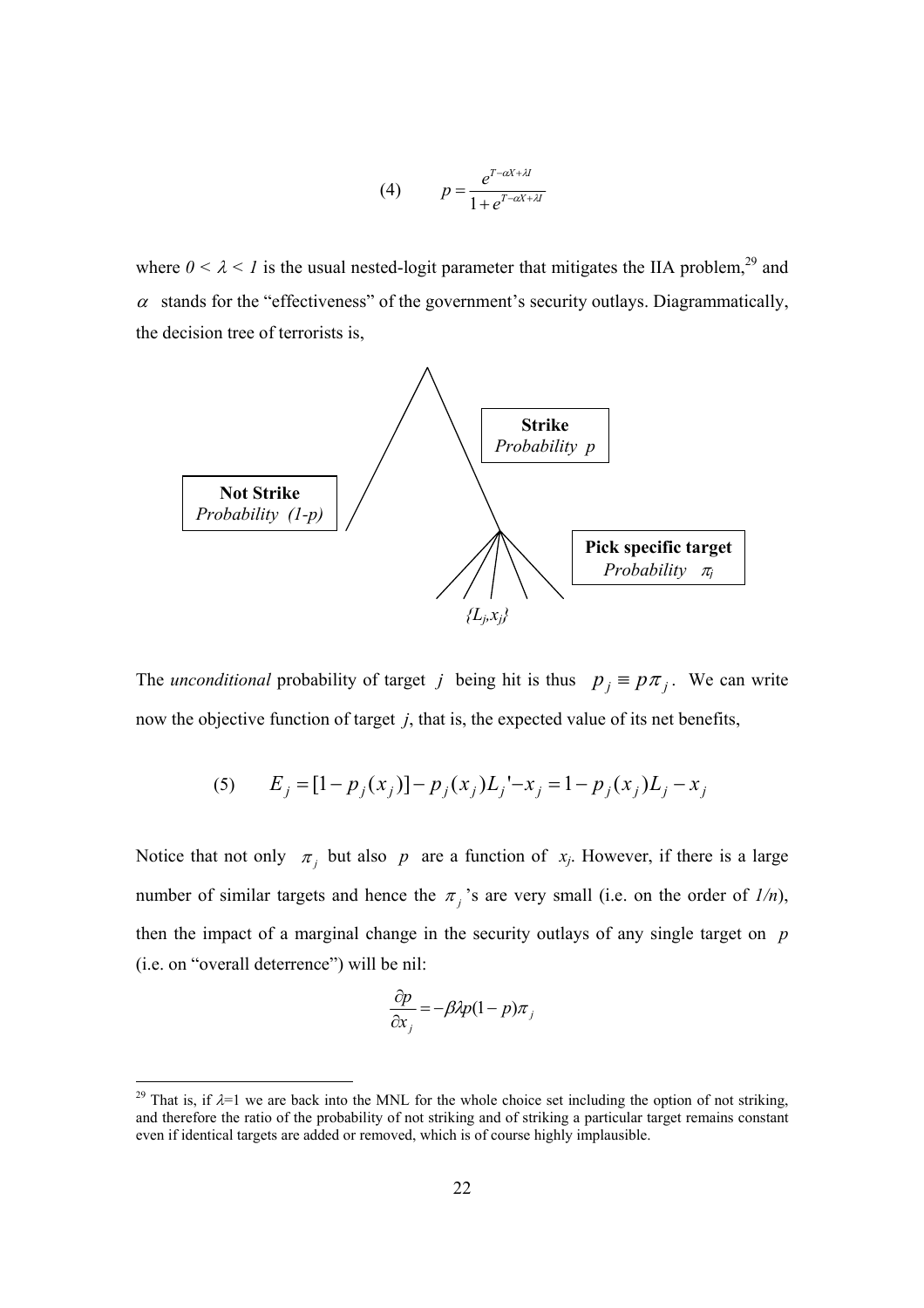$$(4) \qquad p = \frac{e^{T-\alpha X+\lambda I}}{1+e^{T-\alpha X+\lambda I}}$$

where $0 < \lambda < 1$ is the usual nested-logit parameter that mitigates the IIA problem,[29] and $\alpha$ stands for the "effectiveness" of the government's security outlays. Diagrammatically, the decision tree of terrorists is,

**Strike**
*Probability* $p$

**Not Strike**
*Probability* $(1-p)$

**Pick specific target**
*Probability* $\pi_j$

$\{L_j, x_j\}$

The *unconditional* probability of target $j$ being hit is thus $p_j \equiv p\pi_j$. We can write now the objective function of target $j$, that is, the expected value of its net benefits,

$$(5) \qquad E_j = [1 - p_j(x_j)] - p_j(x_j)L_j' - x_j = 1 - p_j(x_j)L_j - x_j$$

Notice that not only $\pi_j$ but also $p$ are a function of $x_j$. However, if there is a large number of similar targets and hence the $\pi_j$'s are very small (i.e. on the order of $1/n$), then the impact of a marginal change in the security outlays of any single target on $p$ (i.e. on "overall deterrence") will be nil:

$$\frac{\partial p}{\partial x_j} = -\beta\lambda p(1-p)\pi_j$$

[29] That is, if $\lambda$=1 we are back into the MNL for the whole choice set including the option of not striking, and therefore the ratio of the probability of not striking and of striking a particular target remains constant even if identical targets are added or removed, which is of course highly implausible.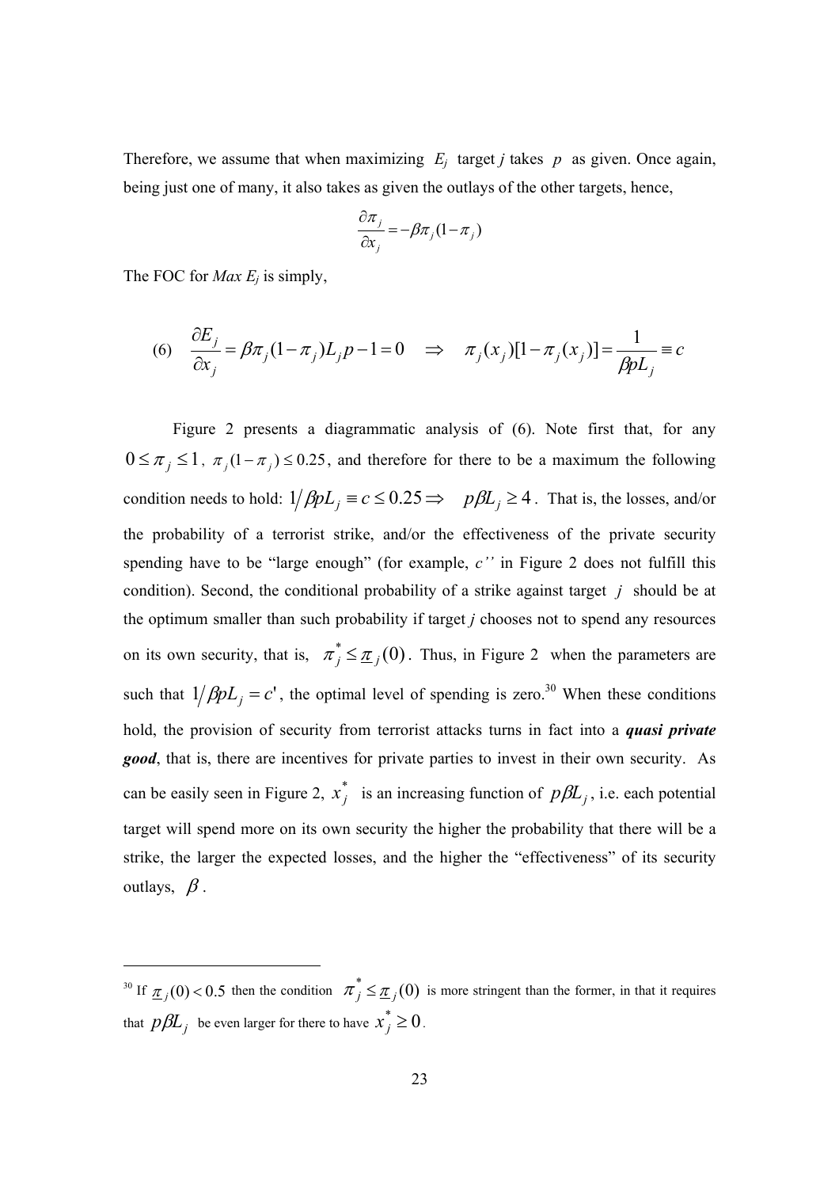Therefore, we assume that when maximizing $E_j$ target $j$ takes $p$ as given. Once again, being just one of many, it also takes as given the outlays of the other targets, hence,

$$\frac{\partial \pi_j}{\partial x_j} = -\beta \pi_j (1-\pi_j)$$

The FOC for *Max* $E_j$ is simply,

$$\text{(6)} \quad \frac{\partial E_j}{\partial x_j} = \beta \pi_j (1-\pi_j) L_j p - 1 = 0 \quad \Rightarrow \quad \pi_j(x_j)[1-\pi_j(x_j)] = \frac{1}{\beta p L_j} \equiv c$$

Figure 2 presents a diagrammatic analysis of (6). Note first that, for any $0 \le \pi_j \le 1$, $\pi_j(1-\pi_j) \le 0.25$, and therefore for there to be a maximum the following condition needs to hold: $1/\beta p L_j \equiv c \le 0.25 \Rightarrow \quad p\beta L_j \ge 4$. That is, the losses, and/or the probability of a terrorist strike, and/or the effectiveness of the private security spending have to be "large enough" (for example, *c''* in Figure 2 does not fulfill this condition). Second, the conditional probability of a strike against target $j$ should be at the optimum smaller than such probability if target *j* chooses not to spend any resources on its own security, that is, $\pi_j^* \le \underline{\pi}_j(0)$. Thus, in Figure 2 when the parameters are such that $1/\beta p L_j = c'$, the optimal level of spending is zero.[30] When these conditions hold, the provision of security from terrorist attacks turns in fact into a ***quasi private good***, that is, there are incentives for private parties to invest in their own security. As can be easily seen in Figure 2, $x_j^*$ is an increasing function of $p\beta L_j$, i.e. each potential target will spend more on its own security the higher the probability that there will be a strike, the larger the expected losses, and the higher the "effectiveness" of its security outlays, $\beta$.

---

[30] If $\underline{\pi}_j(0) < 0.5$ then the condition $\pi_j^* \le \underline{\pi}_j(0)$ is more stringent than the former, in that it requires that $p\beta L_j$ be even larger for there to have $x_j^* \ge 0$.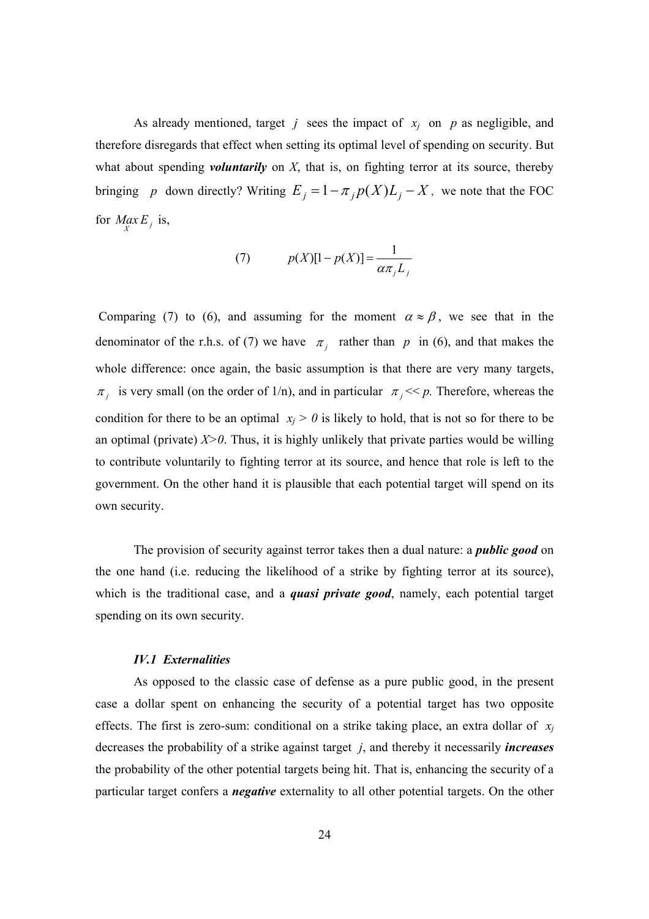As already mentioned, target $j$ sees the impact of $x_j$ on $p$ as negligible, and therefore disregards that effect when setting its optimal level of spending on security. But what about spending ***voluntarily*** on $X$, that is, on fighting terror at its source, thereby bringing $p$ down directly? Writing $E_j = 1 - \pi_j p(X) L_j - X$, we note that the FOC for $\underset{X}{Max}\, E_j$ is,

$$(7) \qquad p(X)[1 - p(X)] = \frac{1}{\alpha \pi_j L_j}$$

Comparing (7) to (6), and assuming for the moment $\alpha \approx \beta$, we see that in the denominator of the r.h.s. of (7) we have $\pi_j$ rather than $p$ in (6), and that makes the whole difference: once again, the basic assumption is that there are very many targets, $\pi_j$ is very small (on the order of 1/n), and in particular $\pi_j << p$. Therefore, whereas the condition for there to be an optimal $x_j > 0$ is likely to hold, that is not so for there to be an optimal (private) $X>0$. Thus, it is highly unlikely that private parties would be willing to contribute voluntarily to fighting terror at its source, and hence that role is left to the government. On the other hand it is plausible that each potential target will spend on its own security.

The provision of security against terror takes then a dual nature: a ***public good*** on the one hand (i.e. reducing the likelihood of a strike by fighting terror at its source), which is the traditional case, and a ***quasi private good***, namely, each potential target spending on its own security.

### *IV.1 Externalities*

As opposed to the classic case of defense as a pure public good, in the present case a dollar spent on enhancing the security of a potential target has two opposite effects. The first is zero-sum: conditional on a strike taking place, an extra dollar of $x_j$ decreases the probability of a strike against target $j$, and thereby it necessarily ***increases*** the probability of the other potential targets being hit. That is, enhancing the security of a particular target confers a ***negative*** externality to all other potential targets. On the other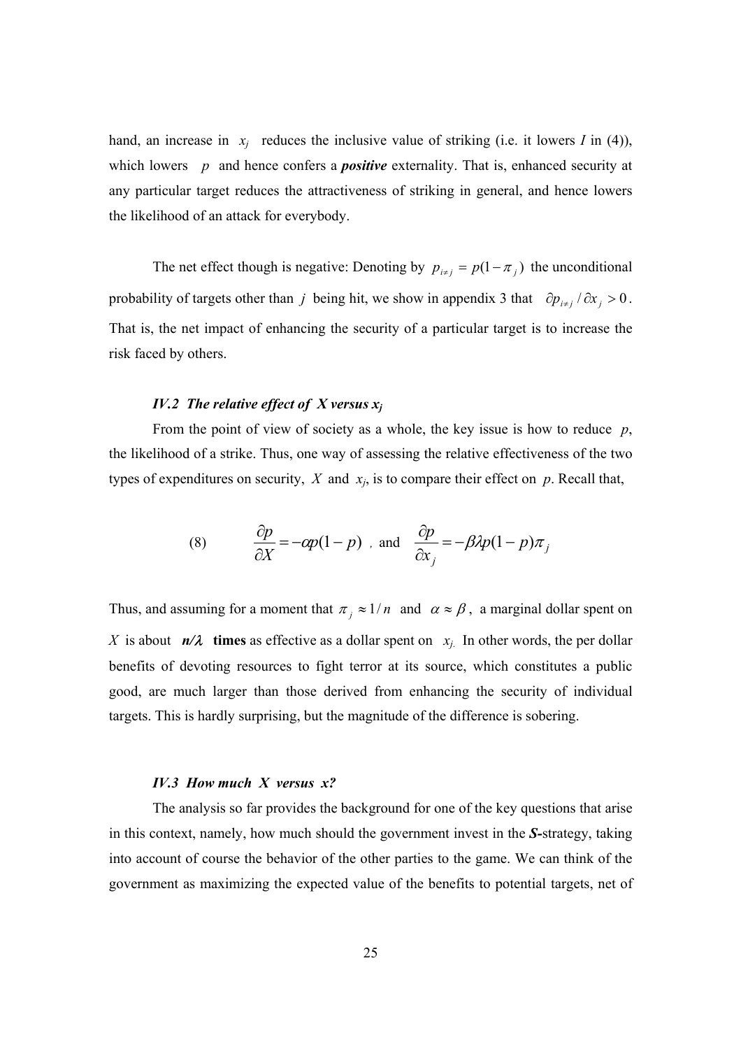hand, an increase in $x_j$ reduces the inclusive value of striking (i.e. it lowers $I$ in (4)), which lowers $p$ and hence confers a ***positive*** externality. That is, enhanced security at any particular target reduces the attractiveness of striking in general, and hence lowers the likelihood of an attack for everybody.

The net effect though is negative: Denoting by $p_{i \neq j} = p(1-\pi_j)$ the unconditional probability of targets other than $j$ being hit, we show in appendix 3 that $\partial p_{i \neq j} / \partial x_j > 0$. That is, the net impact of enhancing the security of a particular target is to increase the risk faced by others.

### *IV.2 The relative effect of X versus $x_j$*

From the point of view of society as a whole, the key issue is how to reduce $p$, the likelihood of a strike. Thus, one way of assessing the relative effectiveness of the two types of expenditures on security, $X$ and $x_j$, is to compare their effect on $p$. Recall that,

$$(8) \qquad \frac{\partial p}{\partial X} = -\alpha p(1-p) \text{ , and } \frac{\partial p}{\partial x_j} = -\beta \lambda p(1-p)\pi_j$$

Thus, and assuming for a moment that $\pi_j \approx 1/n$ and $\alpha \approx \beta$, a marginal dollar spent on $X$ is about $n/\lambda$ **times** as effective as a dollar spent on $x_j$. In other words, the per dollar benefits of devoting resources to fight terror at its source, which constitutes a public good, are much larger than those derived from enhancing the security of individual targets. This is hardly surprising, but the magnitude of the difference is sobering.

### *IV.3 How much X versus x?*

The analysis so far provides the background for one of the key questions that arise in this context, namely, how much should the government invest in the ***S***-strategy, taking into account of course the behavior of the other parties to the game. We can think of the government as maximizing the expected value of the benefits to potential targets, net of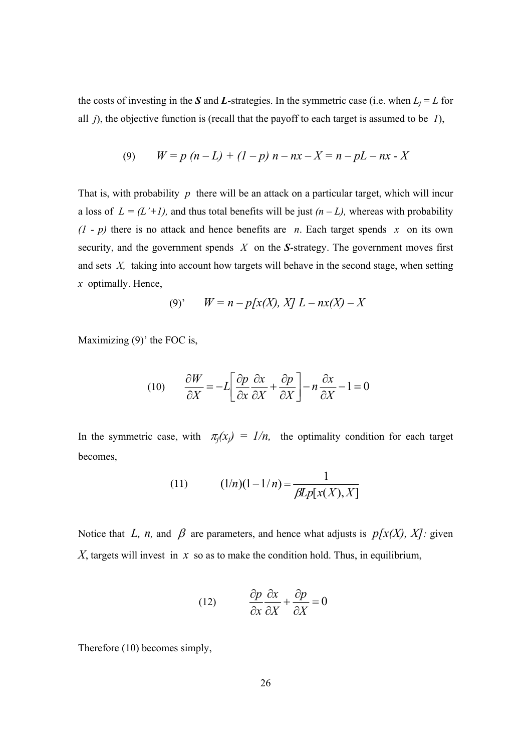the costs of investing in the ***S*** and ***L***-strategies. In the symmetric case (i.e. when $L_j = L$ for all $j$), the objective function is (recall that the payoff to each target is assumed to be $1$),

$$\text{(9)} \qquad W = p\,(n - L) + (1 - p)\,n - nx - X = n - pL - nx - X$$

That is, with probability $p$ there will be an attack on a particular target, which will incur a loss of $L = (L'+1)$, and thus total benefits will be just $(n - L)$, whereas with probability $(1 - p)$ there is no attack and hence benefits are $n$. Each target spends $x$ on its own security, and the government spends $X$ on the ***S***-strategy. The government moves first and sets $X$, taking into account how targets will behave in the second stage, when setting $x$ optimally. Hence,

$$\text{(9)'} \qquad W = n - p[x(X), X]\,L - nx(X) - X$$

Maximizing (9)' the FOC is,

$$\text{(10)} \qquad \frac{\partial W}{\partial X} = -L\left[\frac{\partial p}{\partial x}\frac{\partial x}{\partial X} + \frac{\partial p}{\partial X}\right] - n\frac{\partial x}{\partial X} - 1 = 0$$

In the symmetric case, with $\pi_j(x_j) = 1/n$, the optimality condition for each target becomes,

$$\text{(11)} \qquad (1/n)(1 - 1/n) = \frac{1}{\beta L p[x(X), X]}$$

Notice that $L$, $n$, and $\beta$ are parameters, and hence what adjusts is $p[x(X), X]$: given $X$, targets will invest in $x$ so as to make the condition hold. Thus, in equilibrium,

$$\text{(12)} \qquad \frac{\partial p}{\partial x}\frac{\partial x}{\partial X} + \frac{\partial p}{\partial X} = 0$$

Therefore (10) becomes simply,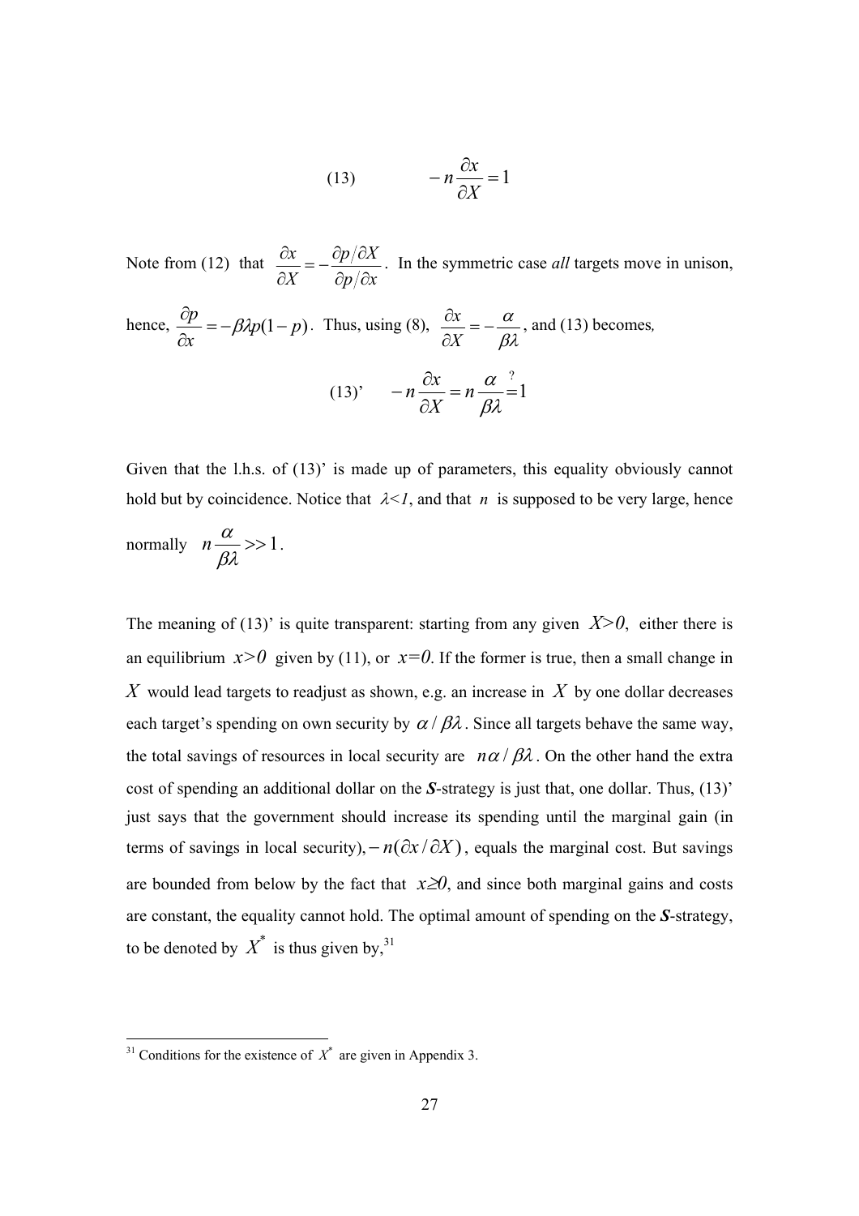$$(13) \qquad -n\frac{\partial x}{\partial X} = 1$$

Note from (12) that $\frac{\partial x}{\partial X} = -\frac{\partial p/\partial X}{\partial p/\partial x}$. In the symmetric case *all* targets move in unison, hence, $\frac{\partial p}{\partial x} = -\beta\lambda p(1-p)$. Thus, using (8), $\frac{\partial x}{\partial X} = -\frac{\alpha}{\beta\lambda}$, and (13) becomes,

$$(13)' \qquad -n\frac{\partial x}{\partial X} = n\frac{\alpha}{\beta\lambda} \overset{?}{=} 1$$

Given that the l.h.s. of (13)' is made up of parameters, this equality obviously cannot hold but by coincidence. Notice that $\lambda<1$, and that $n$ is supposed to be very large, hence normally $n\frac{\alpha}{\beta\lambda} >> 1$.

The meaning of (13)' is quite transparent: starting from any given $X>0$, either there is an equilibrium $x>0$ given by (11), or $x=0$. If the former is true, then a small change in $X$ would lead targets to readjust as shown, e.g. an increase in $X$ by one dollar decreases each target's spending on own security by $\alpha/\beta\lambda$. Since all targets behave the same way, the total savings of resources in local security are $n\alpha/\beta\lambda$. On the other hand the extra cost of spending an additional dollar on the ***S***-strategy is just that, one dollar. Thus, (13)' just says that the government should increase its spending until the marginal gain (in terms of savings in local security), $-n(\partial x/\partial X)$, equals the marginal cost. But savings are bounded from below by the fact that $x \geq 0$, and since both marginal gains and costs are constant, the equality cannot hold. The optimal amount of spending on the ***S***-strategy, to be denoted by $X^*$ is thus given by,[31]

[31] Conditions for the existence of $X^*$ are given in Appendix 3.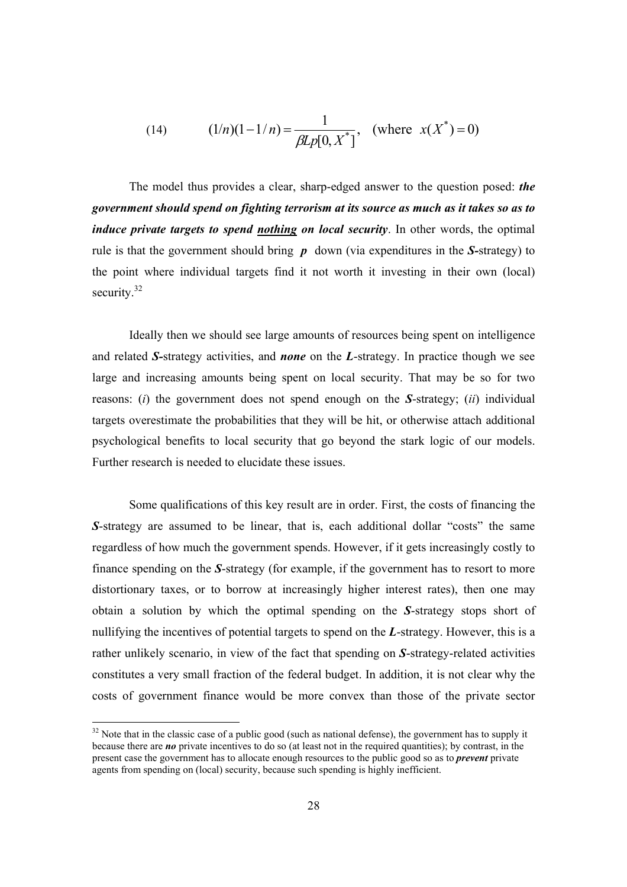$$(14) \qquad (1/n)(1-1/n) = \frac{1}{\beta L p[0, X^*]}, \quad (\text{where } \; x(X^*) = 0)$$

The model thus provides a clear, sharp-edged answer to the question posed: ***the government should spend on fighting terrorism at its source as much as it takes so as to induce private targets to spend <u>nothing</u> on local security***. In other words, the optimal rule is that the government should bring ***p*** down (via expenditures in the ***S-***strategy) to the point where individual targets find it not worth it investing in their own (local) security.[32]

Ideally then we should see large amounts of resources being spent on intelligence and related ***S-***strategy activities, and ***none*** on the ***L***-strategy. In practice though we see large and increasing amounts being spent on local security. That may be so for two reasons: (*i*) the government does not spend enough on the ***S***-strategy; (*ii*) individual targets overestimate the probabilities that they will be hit, or otherwise attach additional psychological benefits to local security that go beyond the stark logic of our models. Further research is needed to elucidate these issues.

Some qualifications of this key result are in order. First, the costs of financing the ***S***-strategy are assumed to be linear, that is, each additional dollar "costs" the same regardless of how much the government spends. However, if it gets increasingly costly to finance spending on the ***S***-strategy (for example, if the government has to resort to more distortionary taxes, or to borrow at increasingly higher interest rates), then one may obtain a solution by which the optimal spending on the ***S***-strategy stops short of nullifying the incentives of potential targets to spend on the ***L***-strategy. However, this is a rather unlikely scenario, in view of the fact that spending on ***S***-strategy-related activities constitutes a very small fraction of the federal budget. In addition, it is not clear why the costs of government finance would be more convex than those of the private sector

[32] Note that in the classic case of a public good (such as national defense), the government has to supply it because there are ***no*** private incentives to do so (at least not in the required quantities); by contrast, in the present case the government has to allocate enough resources to the public good so as to ***prevent*** private agents from spending on (local) security, because such spending is highly inefficient.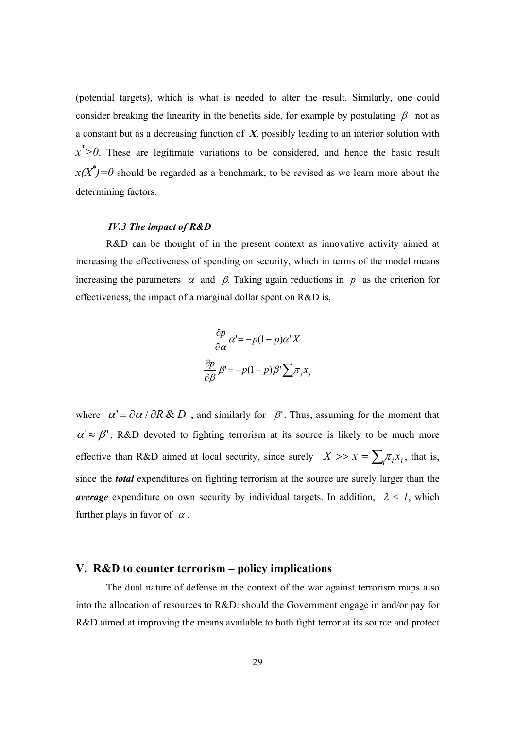(potential targets), which is what is needed to alter the result. Similarly, one could consider breaking the linearity in the benefits side, for example by postulating $\beta$ not as a constant but as a decreasing function of $\boldsymbol{X}$, possibly leading to an interior solution with $x^*>0$. These are legitimate variations to be considered, and hence the basic result $x(X^*)=0$ should be regarded as a benchmark, to be revised as we learn more about the determining factors.

### *IV.3 The impact of R&D*

R&D can be thought of in the present context as innovative activity aimed at increasing the effectiveness of spending on security, which in terms of the model means increasing the parameters $\alpha$ and $\beta$. Taking again reductions in $p$ as the criterion for effectiveness, the impact of a marginal dollar spent on R&D is,

$$\frac{\partial p}{\partial \alpha}\alpha' = -p(1-p)\alpha' X$$

$$\frac{\partial p}{\partial \beta}\beta' = -p(1-p)\beta' \sum_i \pi_j x_j$$

where $\alpha' = \partial \alpha / \partial R\&D$ , and similarly for $\beta'$. Thus, assuming for the moment that $\alpha' \approx \beta'$, R&D devoted to fighting terrorism at its source is likely to be much more effective than R&D aimed at local security, since surely $X >> \bar{x} = \sum_i \pi_i x_i$, that is, since the ***total*** expenditures on fighting terrorism at the source are surely larger than the ***average*** expenditure on own security by individual targets. In addition, $\lambda < 1$, which further plays in favor of $\alpha$.

## V. R&D to counter terrorism – policy implications

The dual nature of defense in the context of the war against terrorism maps also into the allocation of resources to R&D: should the Government engage in and/or pay for R&D aimed at improving the means available to both fight terror at its source and protect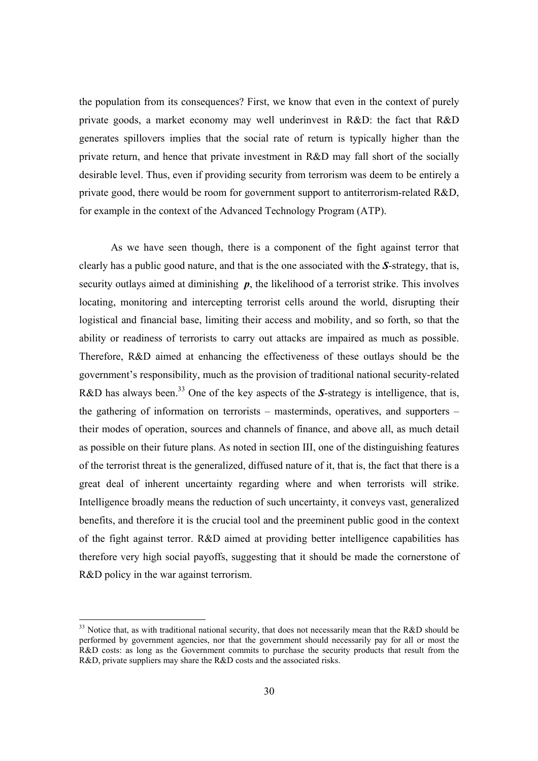the population from its consequences? First, we know that even in the context of purely private goods, a market economy may well underinvest in R&D: the fact that R&D generates spillovers implies that the social rate of return is typically higher than the private return, and hence that private investment in R&D may fall short of the socially desirable level. Thus, even if providing security from terrorism was deem to be entirely a private good, there would be room for government support to antiterrorism-related R&D, for example in the context of the Advanced Technology Program (ATP).

As we have seen though, there is a component of the fight against terror that clearly has a public good nature, and that is the one associated with the ***S***-strategy, that is, security outlays aimed at diminishing $\boldsymbol{p}$, the likelihood of a terrorist strike. This involves locating, monitoring and intercepting terrorist cells around the world, disrupting their logistical and financial base, limiting their access and mobility, and so forth, so that the ability or readiness of terrorists to carry out attacks are impaired as much as possible. Therefore, R&D aimed at enhancing the effectiveness of these outlays should be the government's responsibility, much as the provision of traditional national security-related R&D has always been.[33] One of the key aspects of the ***S***-strategy is intelligence, that is, the gathering of information on terrorists – masterminds, operatives, and supporters – their modes of operation, sources and channels of finance, and above all, as much detail as possible on their future plans. As noted in section III, one of the distinguishing features of the terrorist threat is the generalized, diffused nature of it, that is, the fact that there is a great deal of inherent uncertainty regarding where and when terrorists will strike. Intelligence broadly means the reduction of such uncertainty, it conveys vast, generalized benefits, and therefore it is the crucial tool and the preeminent public good in the context of the fight against terror. R&D aimed at providing better intelligence capabilities has therefore very high social payoffs, suggesting that it should be made the cornerstone of R&D policy in the war against terrorism.

[33] Notice that, as with traditional national security, that does not necessarily mean that the R&D should be performed by government agencies, nor that the government should necessarily pay for all or most the R&D costs: as long as the Government commits to purchase the security products that result from the R&D, private suppliers may share the R&D costs and the associated risks.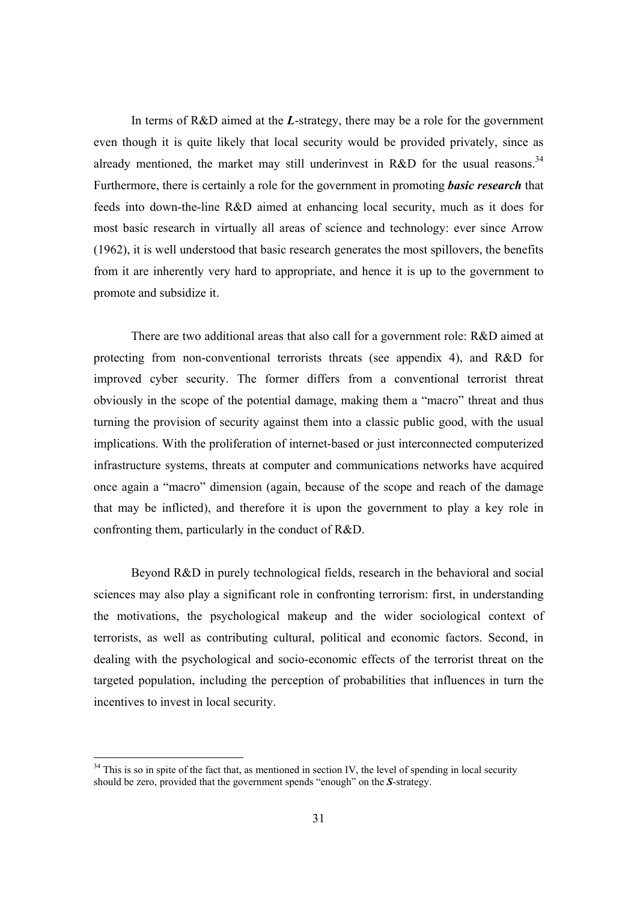In terms of R&D aimed at the ***L***-strategy, there may be a role for the government even though it is quite likely that local security would be provided privately, since as already mentioned, the market may still underinvest in R&D for the usual reasons.[34] Furthermore, there is certainly a role for the government in promoting ***basic research*** that feeds into down-the-line R&D aimed at enhancing local security, much as it does for most basic research in virtually all areas of science and technology: ever since Arrow (1962), it is well understood that basic research generates the most spillovers, the benefits from it are inherently very hard to appropriate, and hence it is up to the government to promote and subsidize it.

There are two additional areas that also call for a government role: R&D aimed at protecting from non-conventional terrorists threats (see appendix 4), and R&D for improved cyber security. The former differs from a conventional terrorist threat obviously in the scope of the potential damage, making them a "macro" threat and thus turning the provision of security against them into a classic public good, with the usual implications. With the proliferation of internet-based or just interconnected computerized infrastructure systems, threats at computer and communications networks have acquired once again a "macro" dimension (again, because of the scope and reach of the damage that may be inflicted), and therefore it is upon the government to play a key role in confronting them, particularly in the conduct of R&D.

Beyond R&D in purely technological fields, research in the behavioral and social sciences may also play a significant role in confronting terrorism: first, in understanding the motivations, the psychological makeup and the wider sociological context of terrorists, as well as contributing cultural, political and economic factors. Second, in dealing with the psychological and socio-economic effects of the terrorist threat on the targeted population, including the perception of probabilities that influences in turn the incentives to invest in local security.

---

[34] This is so in spite of the fact that, as mentioned in section IV, the level of spending in local security should be zero, provided that the government spends "enough" on the ***S***-strategy.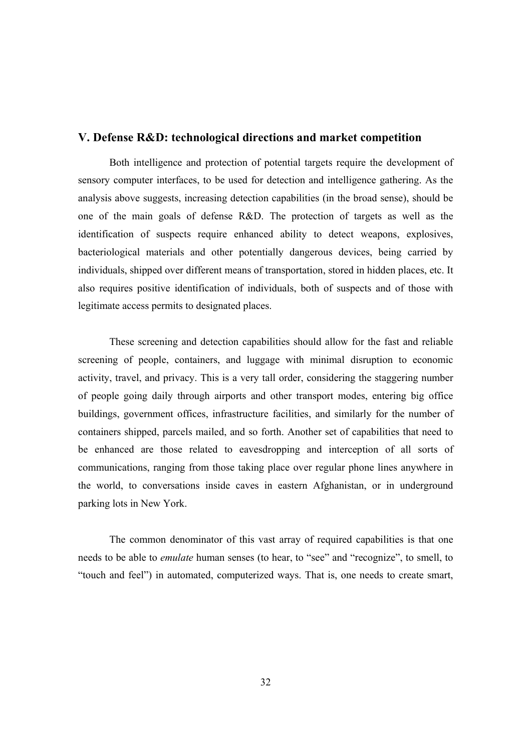## V. Defense R&D: technological directions and market competition

Both intelligence and protection of potential targets require the development of sensory computer interfaces, to be used for detection and intelligence gathering. As the analysis above suggests, increasing detection capabilities (in the broad sense), should be one of the main goals of defense R&D. The protection of targets as well as the identification of suspects require enhanced ability to detect weapons, explosives, bacteriological materials and other potentially dangerous devices, being carried by individuals, shipped over different means of transportation, stored in hidden places, etc. It also requires positive identification of individuals, both of suspects and of those with legitimate access permits to designated places.

These screening and detection capabilities should allow for the fast and reliable screening of people, containers, and luggage with minimal disruption to economic activity, travel, and privacy. This is a very tall order, considering the staggering number of people going daily through airports and other transport modes, entering big office buildings, government offices, infrastructure facilities, and similarly for the number of containers shipped, parcels mailed, and so forth. Another set of capabilities that need to be enhanced are those related to eavesdropping and interception of all sorts of communications, ranging from those taking place over regular phone lines anywhere in the world, to conversations inside caves in eastern Afghanistan, or in underground parking lots in New York.

The common denominator of this vast array of required capabilities is that one needs to be able to *emulate* human senses (to hear, to "see" and "recognize", to smell, to "touch and feel") in automated, computerized ways. That is, one needs to create smart,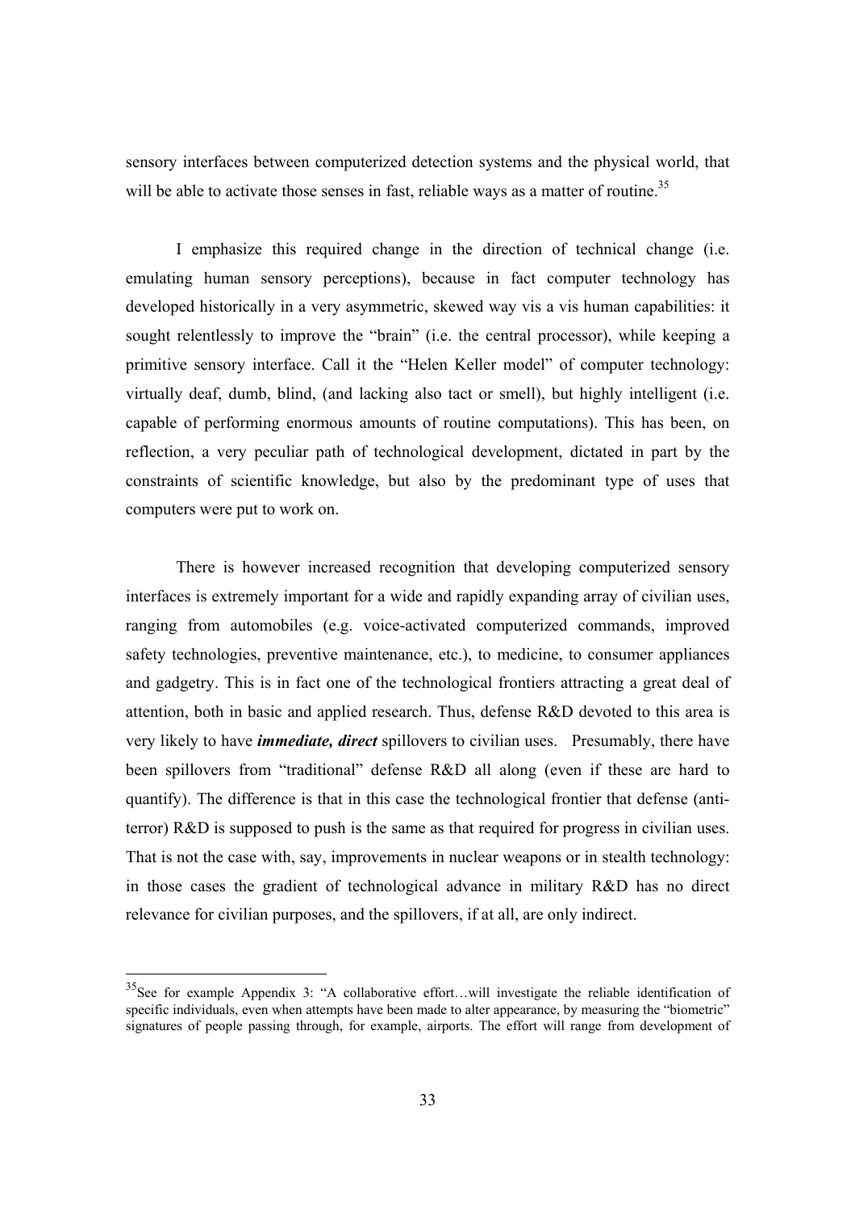sensory interfaces between computerized detection systems and the physical world, that will be able to activate those senses in fast, reliable ways as a matter of routine.[35]

I emphasize this required change in the direction of technical change (i.e. emulating human sensory perceptions), because in fact computer technology has developed historically in a very asymmetric, skewed way vis a vis human capabilities: it sought relentlessly to improve the "brain" (i.e. the central processor), while keeping a primitive sensory interface. Call it the "Helen Keller model" of computer technology: virtually deaf, dumb, blind, (and lacking also tact or smell), but highly intelligent (i.e. capable of performing enormous amounts of routine computations). This has been, on reflection, a very peculiar path of technological development, dictated in part by the constraints of scientific knowledge, but also by the predominant type of uses that computers were put to work on.

There is however increased recognition that developing computerized sensory interfaces is extremely important for a wide and rapidly expanding array of civilian uses, ranging from automobiles (e.g. voice-activated computerized commands, improved safety technologies, preventive maintenance, etc.), to medicine, to consumer appliances and gadgetry. This is in fact one of the technological frontiers attracting a great deal of attention, both in basic and applied research. Thus, defense R&D devoted to this area is very likely to have ***immediate, direct*** spillovers to civilian uses. Presumably, there have been spillovers from "traditional" defense R&D all along (even if these are hard to quantify). The difference is that in this case the technological frontier that defense (anti-terror) R&D is supposed to push is the same as that required for progress in civilian uses. That is not the case with, say, improvements in nuclear weapons or in stealth technology: in those cases the gradient of technological advance in military R&D has no direct relevance for civilian purposes, and the spillovers, if at all, are only indirect.

---

[35] See for example Appendix 3: "A collaborative effort…will investigate the reliable identification of specific individuals, even when attempts have been made to alter appearance, by measuring the "biometric" signatures of people passing through, for example, airports. The effort will range from development of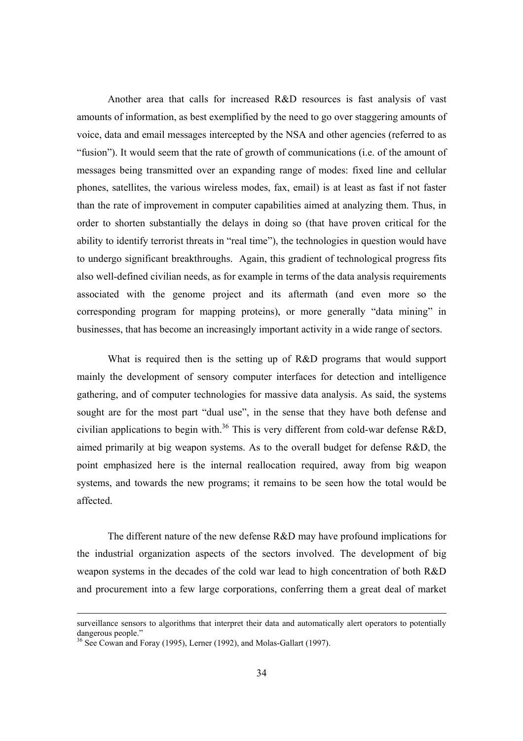Another area that calls for increased R&D resources is fast analysis of vast amounts of information, as best exemplified by the need to go over staggering amounts of voice, data and email messages intercepted by the NSA and other agencies (referred to as "fusion"). It would seem that the rate of growth of communications (i.e. of the amount of messages being transmitted over an expanding range of modes: fixed line and cellular phones, satellites, the various wireless modes, fax, email) is at least as fast if not faster than the rate of improvement in computer capabilities aimed at analyzing them. Thus, in order to shorten substantially the delays in doing so (that have proven critical for the ability to identify terrorist threats in "real time"), the technologies in question would have to undergo significant breakthroughs. Again, this gradient of technological progress fits also well-defined civilian needs, as for example in terms of the data analysis requirements associated with the genome project and its aftermath (and even more so the corresponding program for mapping proteins), or more generally "data mining" in businesses, that has become an increasingly important activity in a wide range of sectors.

What is required then is the setting up of R&D programs that would support mainly the development of sensory computer interfaces for detection and intelligence gathering, and of computer technologies for massive data analysis. As said, the systems sought are for the most part "dual use", in the sense that they have both defense and civilian applications to begin with.[36] This is very different from cold-war defense R&D, aimed primarily at big weapon systems. As to the overall budget for defense R&D, the point emphasized here is the internal reallocation required, away from big weapon systems, and towards the new programs; it remains to be seen how the total would be affected.

The different nature of the new defense R&D may have profound implications for the industrial organization aspects of the sectors involved. The development of big weapon systems in the decades of the cold war lead to high concentration of both R&D and procurement into a few large corporations, conferring them a great deal of market

---

surveillance sensors to algorithms that interpret their data and automatically alert operators to potentially dangerous people."

[36] See Cowan and Foray (1995), Lerner (1992), and Molas-Gallart (1997).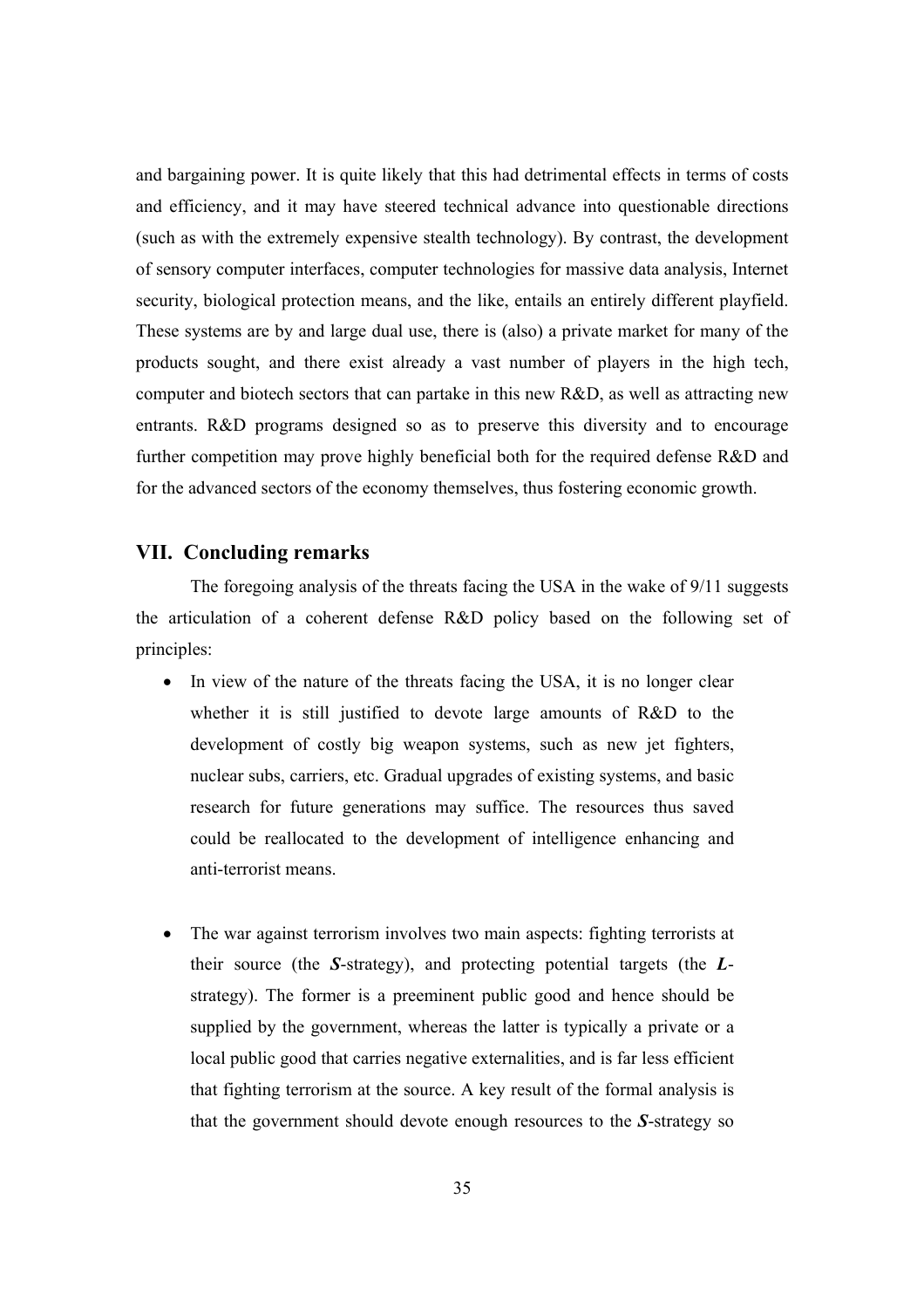and bargaining power. It is quite likely that this had detrimental effects in terms of costs and efficiency, and it may have steered technical advance into questionable directions (such as with the extremely expensive stealth technology). By contrast, the development of sensory computer interfaces, computer technologies for massive data analysis, Internet security, biological protection means, and the like, entails an entirely different playfield. These systems are by and large dual use, there is (also) a private market for many of the products sought, and there exist already a vast number of players in the high tech, computer and biotech sectors that can partake in this new R&D, as well as attracting new entrants. R&D programs designed so as to preserve this diversity and to encourage further competition may prove highly beneficial both for the required defense R&D and for the advanced sectors of the economy themselves, thus fostering economic growth.

## VII. Concluding remarks

The foregoing analysis of the threats facing the USA in the wake of 9/11 suggests the articulation of a coherent defense R&D policy based on the following set of principles:

- In view of the nature of the threats facing the USA, it is no longer clear whether it is still justified to devote large amounts of R&D to the development of costly big weapon systems, such as new jet fighters, nuclear subs, carriers, etc. Gradual upgrades of existing systems, and basic research for future generations may suffice. The resources thus saved could be reallocated to the development of intelligence enhancing and anti-terrorist means.

- The war against terrorism involves two main aspects: fighting terrorists at their source (the ***S***-strategy), and protecting potential targets (the ***L***-strategy). The former is a preeminent public good and hence should be supplied by the government, whereas the latter is typically a private or a local public good that carries negative externalities, and is far less efficient that fighting terrorism at the source. A key result of the formal analysis is that the government should devote enough resources to the ***S***-strategy so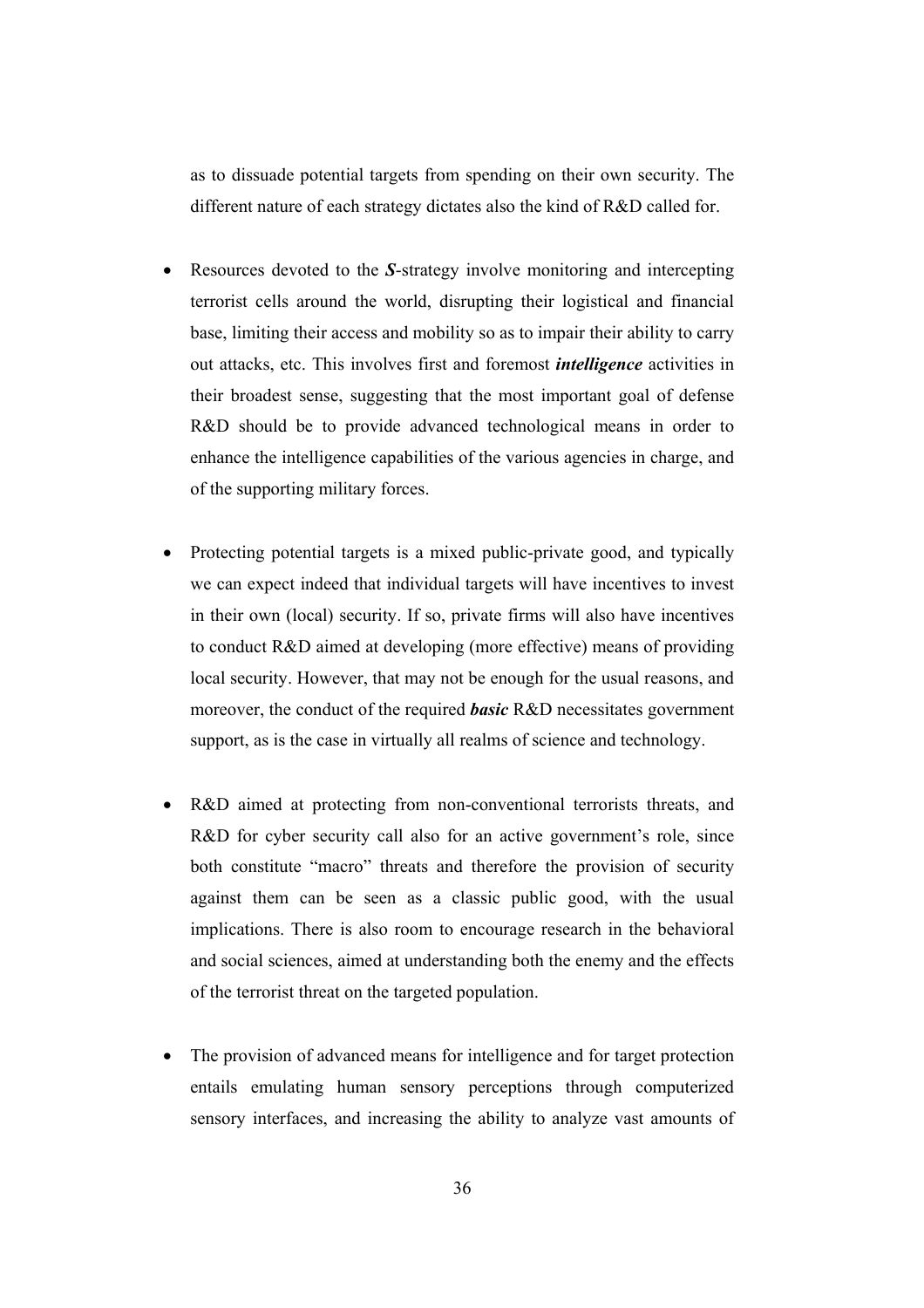as to dissuade potential targets from spending on their own security. The different nature of each strategy dictates also the kind of R&D called for.

- Resources devoted to the ***S***-strategy involve monitoring and intercepting terrorist cells around the world, disrupting their logistical and financial base, limiting their access and mobility so as to impair their ability to carry out attacks, etc. This involves first and foremost ***intelligence*** activities in their broadest sense, suggesting that the most important goal of defense R&D should be to provide advanced technological means in order to enhance the intelligence capabilities of the various agencies in charge, and of the supporting military forces.

- Protecting potential targets is a mixed public-private good, and typically we can expect indeed that individual targets will have incentives to invest in their own (local) security. If so, private firms will also have incentives to conduct R&D aimed at developing (more effective) means of providing local security. However, that may not be enough for the usual reasons, and moreover, the conduct of the required ***basic*** R&D necessitates government support, as is the case in virtually all realms of science and technology.

- R&D aimed at protecting from non-conventional terrorists threats, and R&D for cyber security call also for an active government's role, since both constitute "macro" threats and therefore the provision of security against them can be seen as a classic public good, with the usual implications. There is also room to encourage research in the behavioral and social sciences, aimed at understanding both the enemy and the effects of the terrorist threat on the targeted population.

- The provision of advanced means for intelligence and for target protection entails emulating human sensory perceptions through computerized sensory interfaces, and increasing the ability to analyze vast amounts of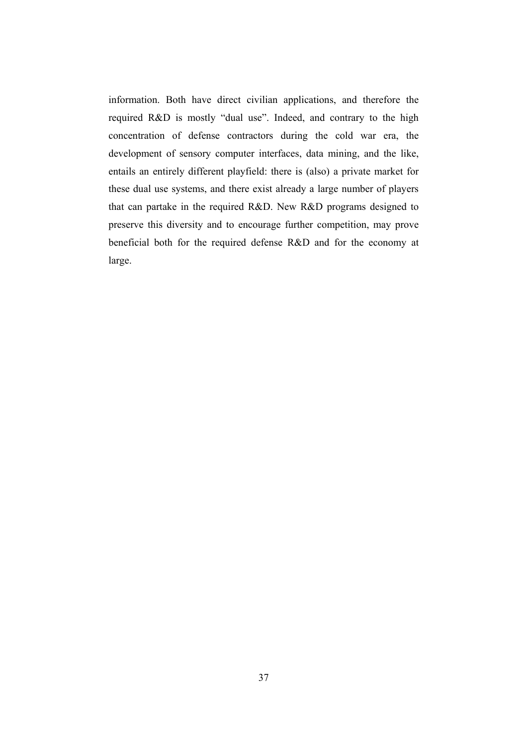information. Both have direct civilian applications, and therefore the required R&D is mostly “dual use”. Indeed, and contrary to the high concentration of defense contractors during the cold war era, the development of sensory computer interfaces, data mining, and the like, entails an entirely different playfield: there is (also) a private market for these dual use systems, and there exist already a large number of players that can partake in the required R&D. New R&D programs designed to preserve this diversity and to encourage further competition, may prove beneficial both for the required defense R&D and for the economy at large.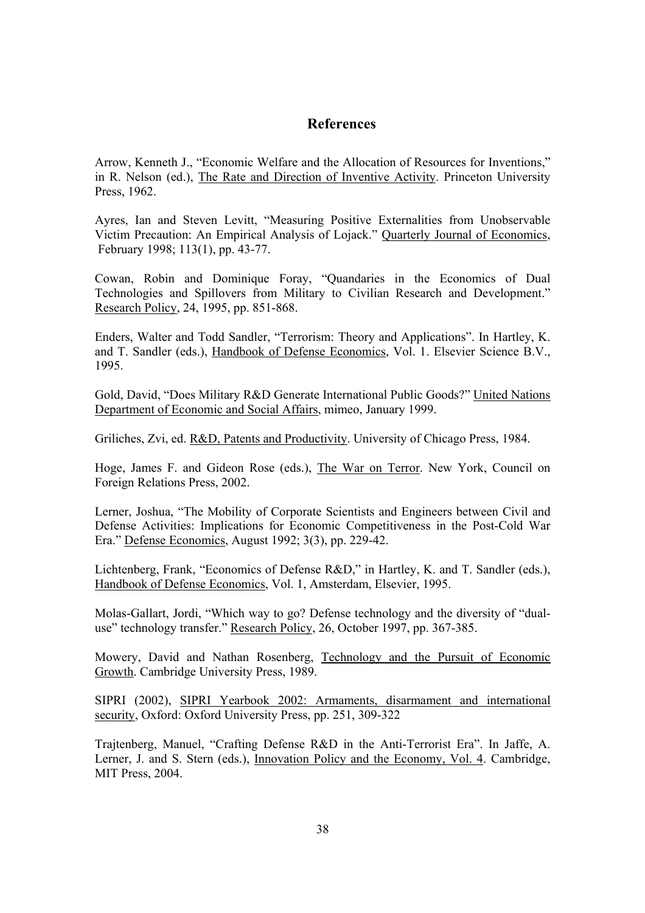## References

Arrow, Kenneth J., "Economic Welfare and the Allocation of Resources for Inventions," in R. Nelson (ed.), The Rate and Direction of Inventive Activity. Princeton University Press, 1962.

Ayres, Ian and Steven Levitt, "Measuring Positive Externalities from Unobservable Victim Precaution: An Empirical Analysis of Lojack." Quarterly Journal of Economics, February 1998; 113(1), pp. 43-77.

Cowan, Robin and Dominique Foray, "Quandaries in the Economics of Dual Technologies and Spillovers from Military to Civilian Research and Development." Research Policy, 24, 1995, pp. 851-868.

Enders, Walter and Todd Sandler, "Terrorism: Theory and Applications". In Hartley, K. and T. Sandler (eds.), Handbook of Defense Economics, Vol. 1. Elsevier Science B.V., 1995.

Gold, David, "Does Military R&D Generate International Public Goods?" United Nations Department of Economic and Social Affairs, mimeo, January 1999.

Griliches, Zvi, ed. R&D, Patents and Productivity. University of Chicago Press, 1984.

Hoge, James F. and Gideon Rose (eds.), The War on Terror. New York, Council on Foreign Relations Press, 2002.

Lerner, Joshua, "The Mobility of Corporate Scientists and Engineers between Civil and Defense Activities: Implications for Economic Competitiveness in the Post-Cold War Era." Defense Economics, August 1992; 3(3), pp. 229-42.

Lichtenberg, Frank, "Economics of Defense R&D," in Hartley, K. and T. Sandler (eds.), Handbook of Defense Economics, Vol. 1, Amsterdam, Elsevier, 1995.

Molas-Gallart, Jordi, "Which way to go? Defense technology and the diversity of "dual-use" technology transfer." Research Policy, 26, October 1997, pp. 367-385.

Mowery, David and Nathan Rosenberg, Technology and the Pursuit of Economic Growth. Cambridge University Press, 1989.

SIPRI (2002), SIPRI Yearbook 2002: Armaments, disarmament and international security, Oxford: Oxford University Press, pp. 251, 309-322

Trajtenberg, Manuel, "Crafting Defense R&D in the Anti-Terrorist Era". In Jaffe, A. Lerner, J. and S. Stern (eds.), Innovation Policy and the Economy, Vol. 4. Cambridge, MIT Press, 2004.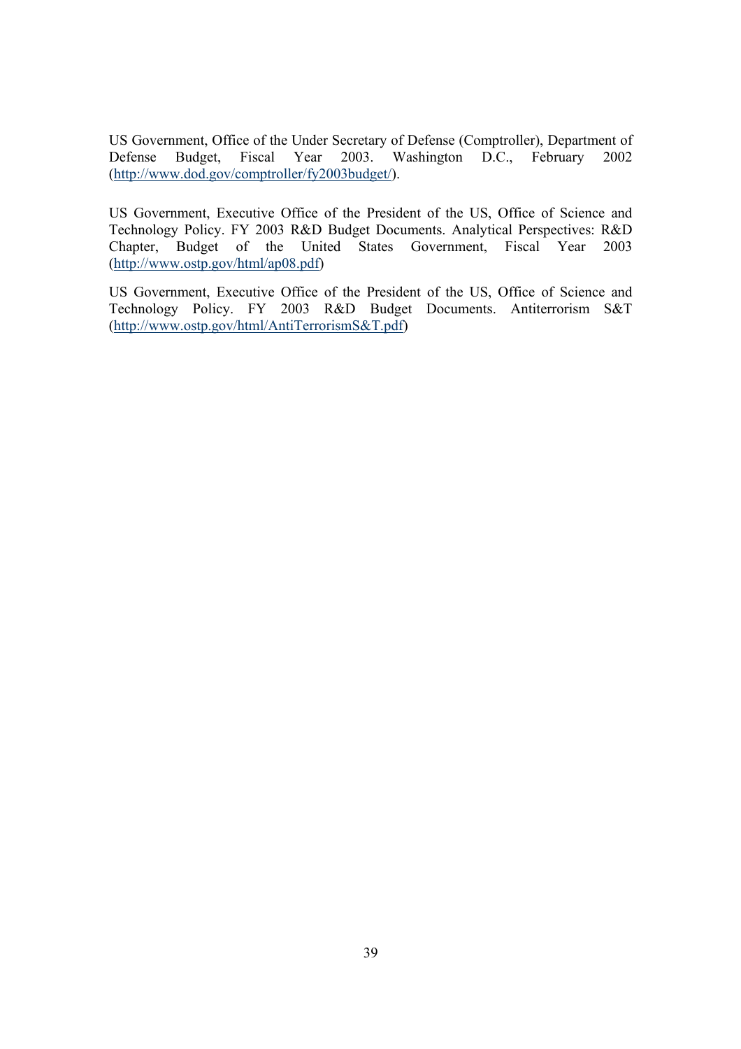US Government, Office of the Under Secretary of Defense (Comptroller), Department of Defense Budget, Fiscal Year 2003. Washington D.C., February 2002 (http://www.dod.gov/comptroller/fy2003budget/).

US Government, Executive Office of the President of the US, Office of Science and Technology Policy. FY 2003 R&D Budget Documents. Analytical Perspectives: R&D Chapter, Budget of the United States Government, Fiscal Year 2003 (http://www.ostp.gov/html/ap08.pdf)

US Government, Executive Office of the President of the US, Office of Science and Technology Policy. FY 2003 R&D Budget Documents. Antiterrorism S&T (http://www.ostp.gov/html/AntiTerrorismS&T.pdf)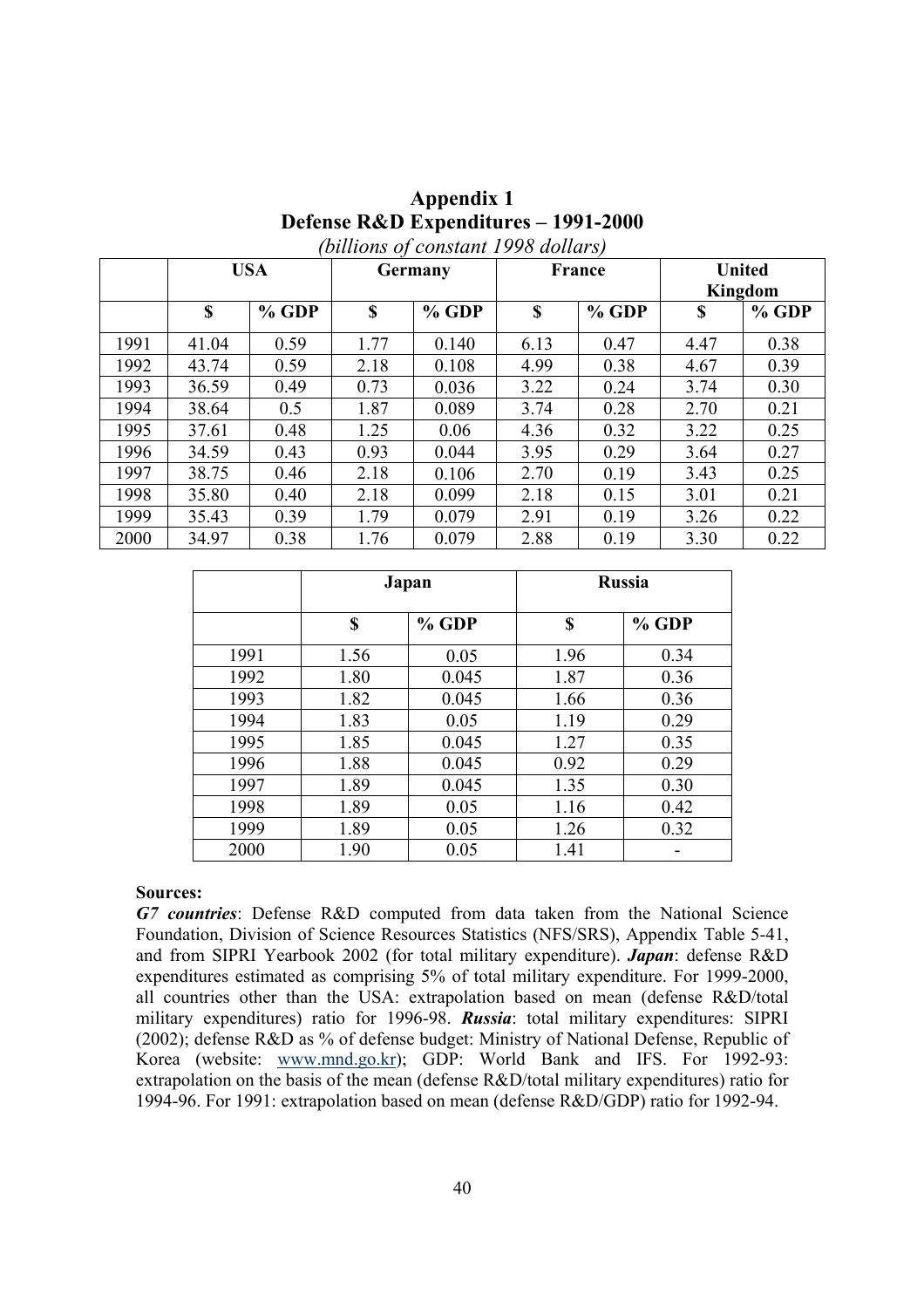# Appendix 1

## Defense R&D Expenditures – 1991-2000

*(billions of constant 1998 dollars)*

| | USA | | Germany | | France | | United Kingdom | |
|---|---|---|---|---|---|---|---|---|
| | **$** | **% GDP** | **$** | **% GDP** | **$** | **% GDP** | **$** | **% GDP** |
| 1991 | 41.04 | 0.59 | 1.77 | 0.140 | 6.13 | 0.47 | 4.47 | 0.38 |
| 1992 | 43.74 | 0.59 | 2.18 | 0.108 | 4.99 | 0.38 | 4.67 | 0.39 |
| 1993 | 36.59 | 0.49 | 0.73 | 0.036 | 3.22 | 0.24 | 3.74 | 0.30 |
| 1994 | 38.64 | 0.5 | 1.87 | 0.089 | 3.74 | 0.28 | 2.70 | 0.21 |
| 1995 | 37.61 | 0.48 | 1.25 | 0.06 | 4.36 | 0.32 | 3.22 | 0.25 |
| 1996 | 34.59 | 0.43 | 0.93 | 0.044 | 3.95 | 0.29 | 3.64 | 0.27 |
| 1997 | 38.75 | 0.46 | 2.18 | 0.106 | 2.70 | 0.19 | 3.43 | 0.25 |
| 1998 | 35.80 | 0.40 | 2.18 | 0.099 | 2.18 | 0.15 | 3.01 | 0.21 |
| 1999 | 35.43 | 0.39 | 1.79 | 0.079 | 2.91 | 0.19 | 3.26 | 0.22 |
| 2000 | 34.97 | 0.38 | 1.76 | 0.079 | 2.88 | 0.19 | 3.30 | 0.22 |

| | Japan | | Russia | |
|---|---|---|---|---|
| | **$** | **% GDP** | **$** | **% GDP** |
| 1991 | 1.56 | 0.05 | 1.96 | 0.34 |
| 1992 | 1.80 | 0.045 | 1.87 | 0.36 |
| 1993 | 1.82 | 0.045 | 1.66 | 0.36 |
| 1994 | 1.83 | 0.05 | 1.19 | 0.29 |
| 1995 | 1.85 | 0.045 | 1.27 | 0.35 |
| 1996 | 1.88 | 0.045 | 0.92 | 0.29 |
| 1997 | 1.89 | 0.045 | 1.35 | 0.30 |
| 1998 | 1.89 | 0.05 | 1.16 | 0.42 |
| 1999 | 1.89 | 0.05 | 1.26 | 0.32 |
| 2000 | 1.90 | 0.05 | 1.41 | - |

**Sources:**

***G7 countries***: Defense R&D computed from data taken from the National Science Foundation, Division of Science Resources Statistics (NFS/SRS), Appendix Table 5-41, and from SIPRI Yearbook 2002 (for total military expenditure). ***Japan***: defense R&D expenditures estimated as comprising 5% of total military expenditure. For 1999-2000, all countries other than the USA: extrapolation based on mean (defense R&D/total military expenditures) ratio for 1996-98. ***Russia***: total military expenditures: SIPRI (2002); defense R&D as % of defense budget: Ministry of National Defense, Republic of Korea (website: www.mnd.go.kr); GDP: World Bank and IFS. For 1992-93: extrapolation on the basis of the mean (defense R&D/total military expenditures) ratio for 1994-96. For 1991: extrapolation based on mean (defense R&D/GDP) ratio for 1992-94.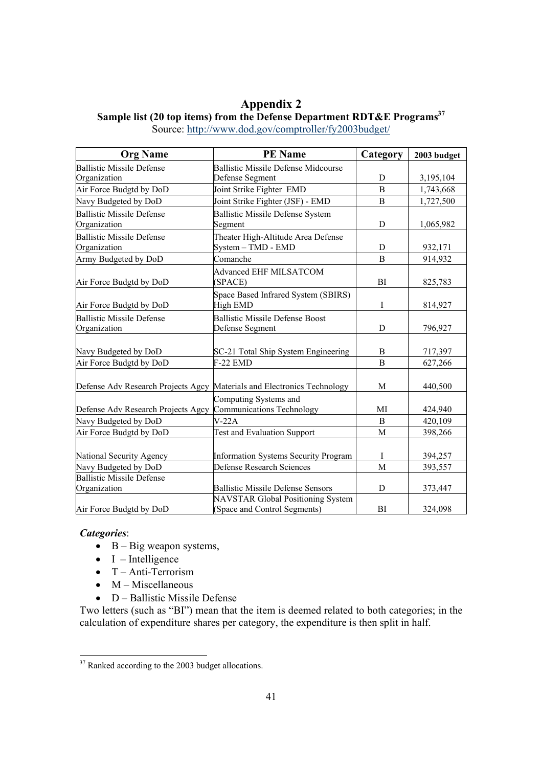# Appendix 2

## Sample list (20 top items) from the Defense Department RDT&E Programs[37]

Source: http://www.dod.gov/comptroller/fy2003budget/

| Org Name | PE Name | Category | 2003 budget |
|---|---|---|---|
| Ballistic Missile Defense Organization | Ballistic Missile Defense Midcourse Defense Segment | D | 3,195,104 |
| Air Force Budgtd by DoD | Joint Strike Fighter EMD | B | 1,743,668 |
| Navy Budgeted by DoD | Joint Strike Fighter (JSF) - EMD | B | 1,727,500 |
| Ballistic Missile Defense Organization | Ballistic Missile Defense System Segment | D | 1,065,982 |
| Ballistic Missile Defense Organization | Theater High-Altitude Area Defense System – TMD - EMD | D | 932,171 |
| Army Budgeted by DoD | Comanche | B | 914,932 |
| Air Force Budgtd by DoD | Advanced EHF MILSATCOM (SPACE) | BI | 825,783 |
| Air Force Budgtd by DoD | Space Based Infrared System (SBIRS) High EMD | I | 814,927 |
| Ballistic Missile Defense Organization | Ballistic Missile Defense Boost Defense Segment | D | 796,927 |
| Navy Budgeted by DoD | SC-21 Total Ship System Engineering | B | 717,397 |
| Air Force Budgtd by DoD | F-22 EMD | B | 627,266 |
| Defense Adv Research Projects Agcy | Materials and Electronics Technology | M | 440,500 |
| Defense Adv Research Projects Agcy | Computing Systems and Communications Technology | MI | 424,940 |
| Navy Budgeted by DoD | V-22A | B | 420,109 |
| Air Force Budgtd by DoD | Test and Evaluation Support | M | 398,266 |
| National Security Agency | Information Systems Security Program | I | 394,257 |
| Navy Budgeted by DoD | Defense Research Sciences | M | 393,557 |
| Ballistic Missile Defense Organization | Ballistic Missile Defense Sensors | D | 373,447 |
| Air Force Budgtd by DoD | NAVSTAR Global Positioning System (Space and Control Segments) | BI | 324,098 |

***Categories***:

- B – Big weapon systems,
- I – Intelligence
- T – Anti-Terrorism
- M – Miscellaneous
- D – Ballistic Missile Defense

Two letters (such as "BI") mean that the item is deemed related to both categories; in the calculation of expenditure shares per category, the expenditure is then split in half.

[37] Ranked according to the 2003 budget allocations.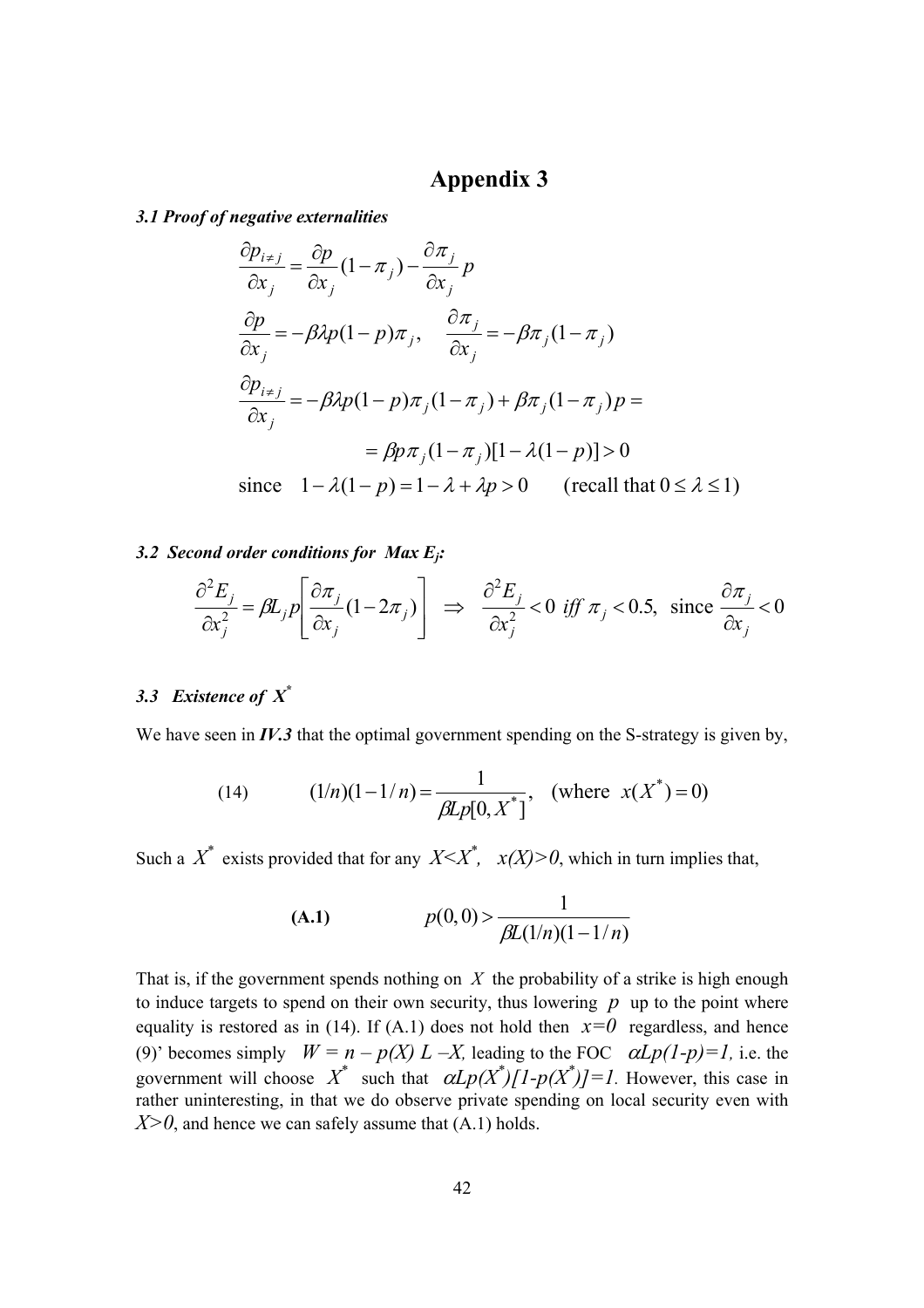# Appendix 3

### *3.1 Proof of negative externalities*

$$\frac{\partial p_{i \neq j}}{\partial x_j} = \frac{\partial p}{\partial x_j}(1-\pi_j) - \frac{\partial \pi_j}{\partial x_j} p$$

$$\frac{\partial p}{\partial x_j} = -\beta\lambda p(1-p)\pi_j, \quad \frac{\partial \pi_j}{\partial x_j} = -\beta\pi_j(1-\pi_j)$$

$$\frac{\partial p_{i \neq j}}{\partial x_j} = -\beta\lambda p(1-p)\pi_j(1-\pi_j) + \beta\pi_j(1-\pi_j)p =$$

$$= \beta p\pi_j(1-\pi_j)[1-\lambda(1-p)] > 0$$

$$\text{since} \quad 1-\lambda(1-p) = 1-\lambda+\lambda p > 0 \qquad (\text{recall that } 0 \leq \lambda \leq 1)$$

### *3.2 Second order conditions for Max $E_j$:*

$$\frac{\partial^2 E_j}{\partial x_j^2} = \beta L_j p\left[\frac{\partial \pi_j}{\partial x_j}(1-2\pi_j)\right] \;\Rightarrow\; \frac{\partial^2 E_j}{\partial x_j^2} < 0 \;\; iff \;\; \pi_j < 0.5, \;\; \text{since } \frac{\partial \pi_j}{\partial x_j} < 0$$

### *3.3 Existence of $X^*$*

We have seen in ***IV.3*** that the optimal government spending on the S-strategy is given by,

$$(14) \qquad (1/n)(1-1/n) = \frac{1}{\beta L p[0, X^*]}, \quad (\text{where } x(X^*) = 0)$$

Such a $X^*$ exists provided that for any $X<X^*$, $x(X)>0$, which in turn implies that,

$$\textbf{(A.1)} \qquad p(0,0) > \frac{1}{\beta L(1/n)(1-1/n)}$$

That is, if the government spends nothing on $X$ the probability of a strike is high enough to induce targets to spend on their own security, thus lowering $p$ up to the point where equality is restored as in (14). If (A.1) does not hold then $x=0$ regardless, and hence (9)' becomes simply $W = n - p(X)\, L - X$, leading to the FOC $\alpha Lp(1-p)=1$, i.e. the government will choose $X^*$ such that $\alpha Lp(X^*)[1-p(X^*)]=1$. However, this case in rather uninteresting, in that we do observe private spending on local security even with $X>0$, and hence we can safely assume that (A.1) holds.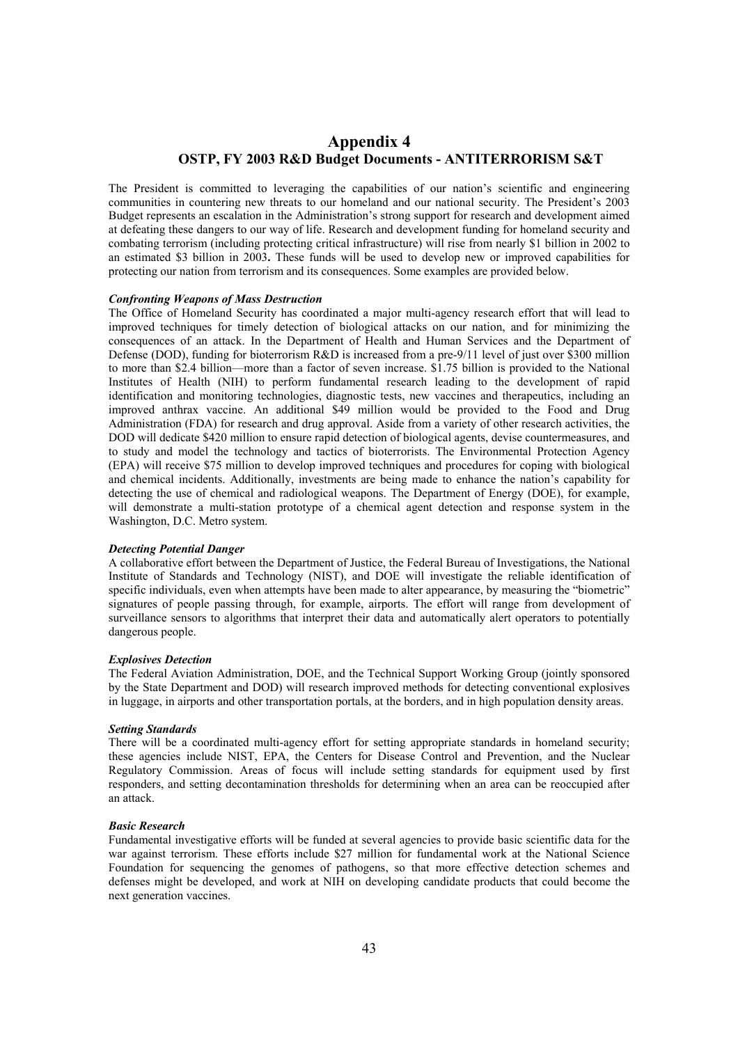# Appendix 4
## OSTP, FY 2003 R&D Budget Documents - ANTITERRORISM S&T

The President is committed to leveraging the capabilities of our nation's scientific and engineering communities in countering new threats to our homeland and our national security. The President's 2003 Budget represents an escalation in the Administration's strong support for research and development aimed at defeating these dangers to our way of life. Research and development funding for homeland security and combating terrorism (including protecting critical infrastructure) will rise from nearly $1 billion in 2002 to an estimated $3 billion in 2003**.** These funds will be used to develop new or improved capabilities for protecting our nation from terrorism and its consequences. Some examples are provided below.

***Confronting Weapons of Mass Destruction***

The Office of Homeland Security has coordinated a major multi-agency research effort that will lead to improved techniques for timely detection of biological attacks on our nation, and for minimizing the consequences of an attack. In the Department of Health and Human Services and the Department of Defense (DOD), funding for bioterrorism R&D is increased from a pre-9/11 level of just over $300 million to more than $2.4 billion—more than a factor of seven increase. $1.75 billion is provided to the National Institutes of Health (NIH) to perform fundamental research leading to the development of rapid identification and monitoring technologies, diagnostic tests, new vaccines and therapeutics, including an improved anthrax vaccine. An additional $49 million would be provided to the Food and Drug Administration (FDA) for research and drug approval. Aside from a variety of other research activities, the DOD will dedicate $420 million to ensure rapid detection of biological agents, devise countermeasures, and to study and model the technology and tactics of bioterrorists. The Environmental Protection Agency (EPA) will receive $75 million to develop improved techniques and procedures for coping with biological and chemical incidents. Additionally, investments are being made to enhance the nation's capability for detecting the use of chemical and radiological weapons. The Department of Energy (DOE), for example, will demonstrate a multi-station prototype of a chemical agent detection and response system in the Washington, D.C. Metro system.

***Detecting Potential Danger***

A collaborative effort between the Department of Justice, the Federal Bureau of Investigations, the National Institute of Standards and Technology (NIST), and DOE will investigate the reliable identification of specific individuals, even when attempts have been made to alter appearance, by measuring the "biometric" signatures of people passing through, for example, airports. The effort will range from development of surveillance sensors to algorithms that interpret their data and automatically alert operators to potentially dangerous people.

***Explosives Detection***

The Federal Aviation Administration, DOE, and the Technical Support Working Group (jointly sponsored by the State Department and DOD) will research improved methods for detecting conventional explosives in luggage, in airports and other transportation portals, at the borders, and in high population density areas.

***Setting Standards***

There will be a coordinated multi-agency effort for setting appropriate standards in homeland security; these agencies include NIST, EPA, the Centers for Disease Control and Prevention, and the Nuclear Regulatory Commission. Areas of focus will include setting standards for equipment used by first responders, and setting decontamination thresholds for determining when an area can be reoccupied after an attack.

***Basic Research***

Fundamental investigative efforts will be funded at several agencies to provide basic scientific data for the war against terrorism. These efforts include $27 million for fundamental work at the National Science Foundation for sequencing the genomes of pathogens, so that more effective detection schemes and defenses might be developed, and work at NIH on developing candidate products that could become the next generation vaccines.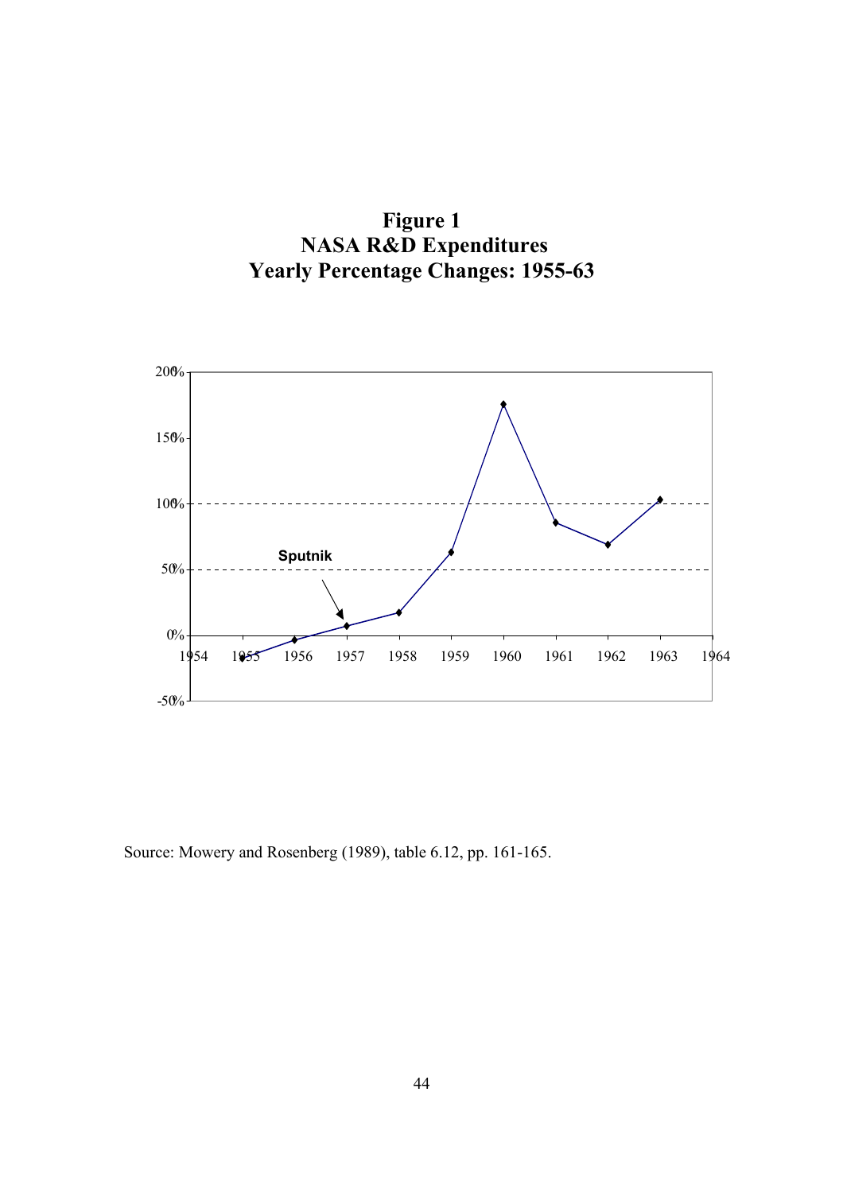**Figure 1**
**NASA R&D Expenditures**
**Yearly Percentage Changes: 1955-63**

Source: Mowery and Rosenberg (1989), table 6.12, pp. 161-165.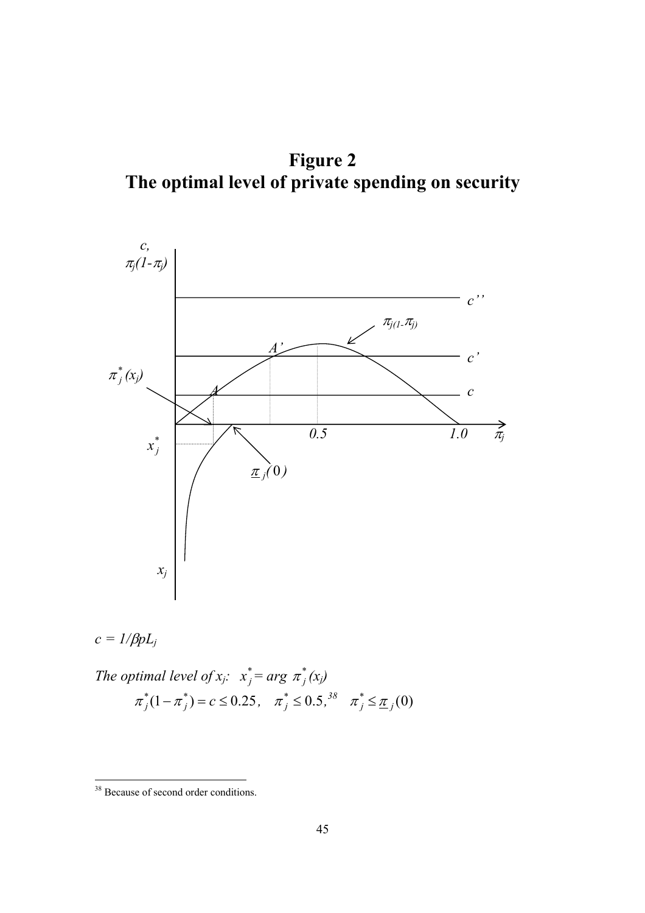# Figure 2
# The optimal level of private spending on security

$c,$
$\pi_j(1-\pi_j)$

$c''$

$\pi_{j(1-}\pi_{j)}$

$A'$

$c'$

$\pi^*_j(x_j)$

$A$

$c$

$0.5$

$1.0$

$\pi_j$

$x^*_j$

$\underline{\pi}_j(0)$

$x_j$

$c = 1/\beta pL_j$

*The optimal level of* $x_j$: $x^*_j = arg\ \pi^*_j(x_j)$

$$\pi^*_j(1-\pi^*_j) = c \leq 0.25, \quad \pi^*_j \leq 0.5,^{38} \quad \pi^*_j \leq \underline{\pi}_j(0)$$

[38] Because of second order conditions.